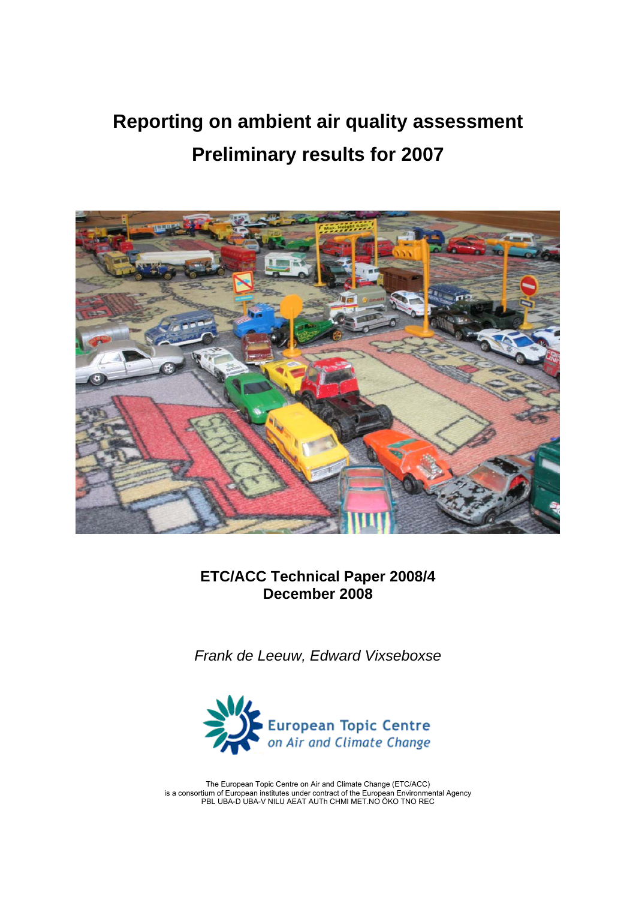# Reporting on ambient air quality assessment
# Preliminary results for 2007

**ETC/ACC Technical Paper 2008/4**
**December 2008**

*Frank de Leeuw, Edward Vixseboxse*

European Topic Centre
*on Air and Climate Change*

The European Topic Centre on Air and Climate Change (ETC/ACC)
is a consortium of European institutes under contract of the European Environmental Agency
PBL UBA-D UBA-V NILU AEAT AUTh CHMI MET.NO ÖKO TNO REC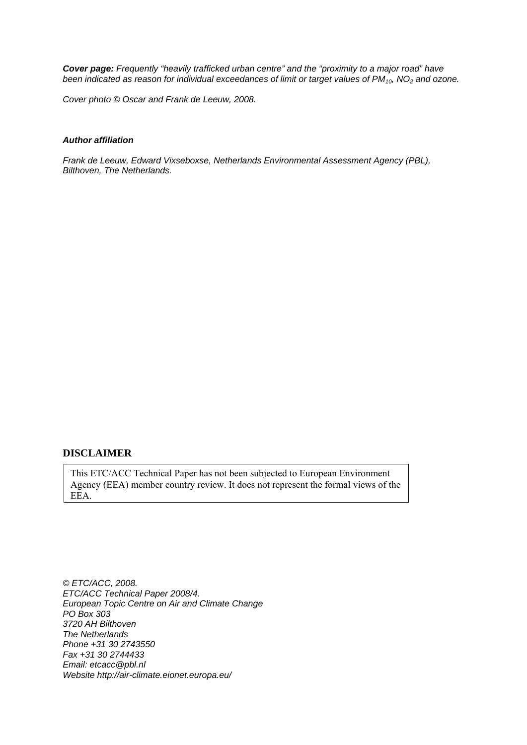***Cover page:*** *Frequently "heavily trafficked urban centre" and the "proximity to a major road" have been indicated as reason for individual exceedances of limit or target values of $PM_{10}$, $NO_2$ and ozone.*

*Cover photo © Oscar and Frank de Leeuw, 2008.*

***Author affiliation***

*Frank de Leeuw, Edward Vixseboxse, Netherlands Environmental Assessment Agency (PBL), Bilthoven, The Netherlands.*

## DISCLAIMER

This ETC/ACC Technical Paper has not been subjected to European Environment Agency (EEA) member country review. It does not represent the formal views of the EEA.

*© ETC/ACC, 2008.*
*ETC/ACC Technical Paper 2008/4.*
*European Topic Centre on Air and Climate Change*
*PO Box 303*
*3720 AH Bilthoven*
*The Netherlands*
*Phone +31 30 2743550*
*Fax +31 30 2744433*
*Email: etcacc@pbl.nl*
*Website http://air-climate.eionet.europa.eu/*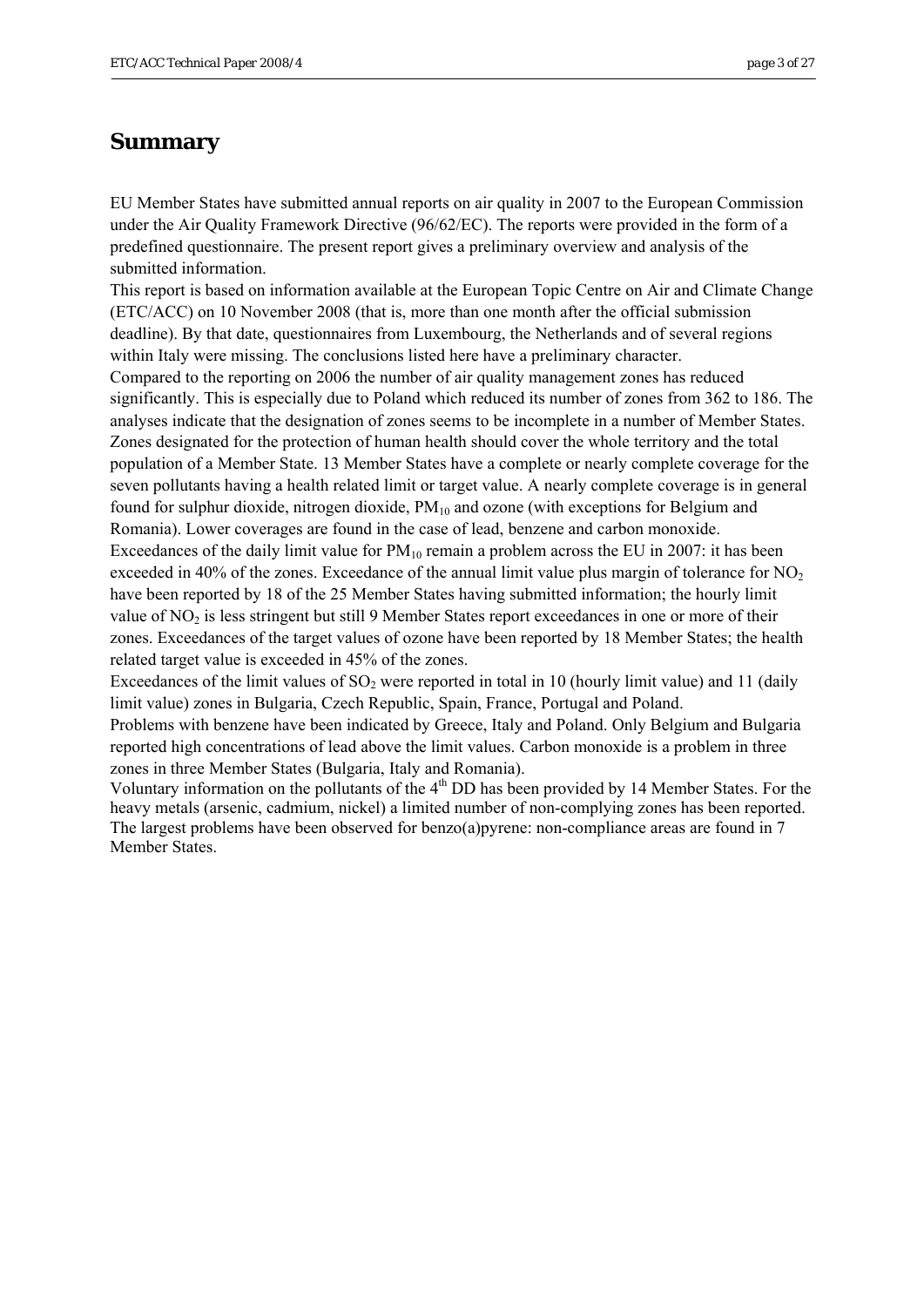# Summary

EU Member States have submitted annual reports on air quality in 2007 to the European Commission under the Air Quality Framework Directive (96/62/EC). The reports were provided in the form of a predefined questionnaire. The present report gives a preliminary overview and analysis of the submitted information.

This report is based on information available at the European Topic Centre on Air and Climate Change (ETC/ACC) on 10 November 2008 (that is, more than one month after the official submission deadline). By that date, questionnaires from Luxembourg, the Netherlands and of several regions within Italy were missing. The conclusions listed here have a preliminary character.

Compared to the reporting on 2006 the number of air quality management zones has reduced significantly. This is especially due to Poland which reduced its number of zones from 362 to 186. The analyses indicate that the designation of zones seems to be incomplete in a number of Member States. Zones designated for the protection of human health should cover the whole territory and the total population of a Member State. 13 Member States have a complete or nearly complete coverage for the seven pollutants having a health related limit or target value. A nearly complete coverage is in general found for sulphur dioxide, nitrogen dioxide, $PM_{10}$ and ozone (with exceptions for Belgium and Romania). Lower coverages are found in the case of lead, benzene and carbon monoxide.

Exceedances of the daily limit value for $PM_{10}$ remain a problem across the EU in 2007: it has been exceeded in 40% of the zones. Exceedance of the annual limit value plus margin of tolerance for $NO_2$ have been reported by 18 of the 25 Member States having submitted information; the hourly limit value of $NO_2$ is less stringent but still 9 Member States report exceedances in one or more of their zones. Exceedances of the target values of ozone have been reported by 18 Member States; the health related target value is exceeded in 45% of the zones.

Exceedances of the limit values of $SO_2$ were reported in total in 10 (hourly limit value) and 11 (daily limit value) zones in Bulgaria, Czech Republic, Spain, France, Portugal and Poland.

Problems with benzene have been indicated by Greece, Italy and Poland. Only Belgium and Bulgaria reported high concentrations of lead above the limit values. Carbon monoxide is a problem in three zones in three Member States (Bulgaria, Italy and Romania).

Voluntary information on the pollutants of the 4$^{th}$ DD has been provided by 14 Member States. For the heavy metals (arsenic, cadmium, nickel) a limited number of non-complying zones has been reported. The largest problems have been observed for benzo(a)pyrene: non-compliance areas are found in 7 Member States.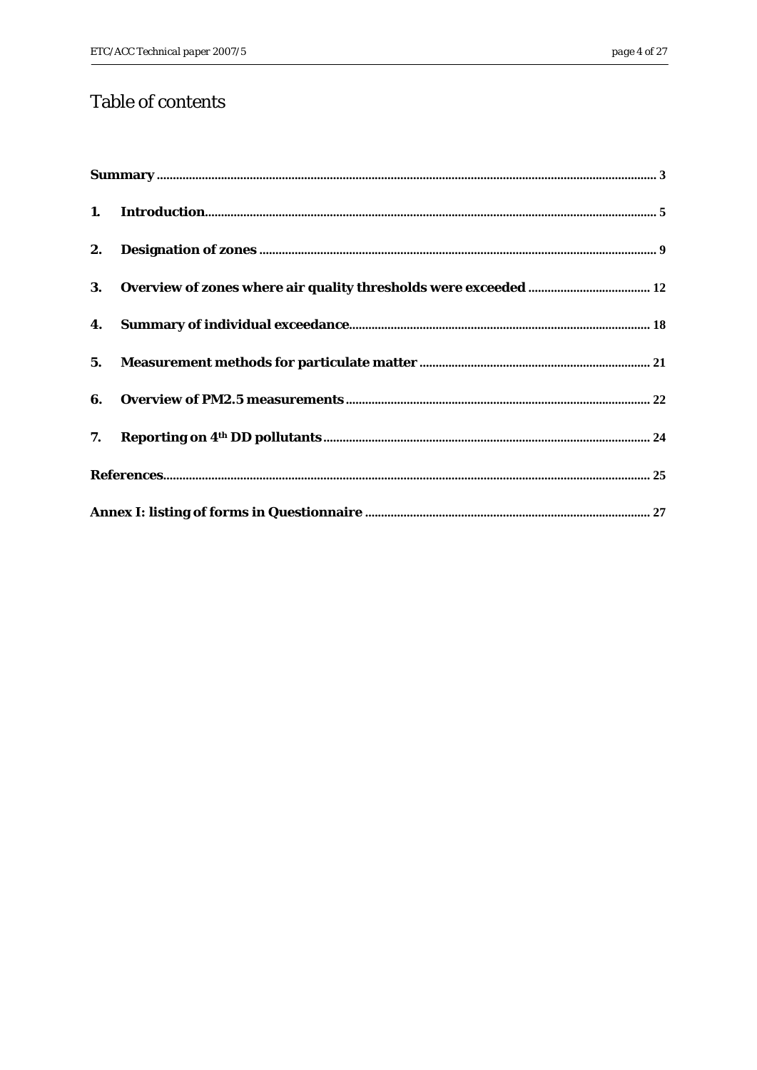# Table of contents

**Summary** ....... 3

**1. Introduction** ....... 5

**2. Designation of zones** ....... 9

**3. Overview of zones where air quality thresholds were exceeded** ....... 12

**4. Summary of individual exceedance** ....... 18

**5. Measurement methods for particulate matter** ....... 21

**6. Overview of PM2.5 measurements** ....... 22

**7. Reporting on 4th DD pollutants** ....... 24

**References** ....... 25

**Annex I: listing of forms in Questionnaire** ....... 27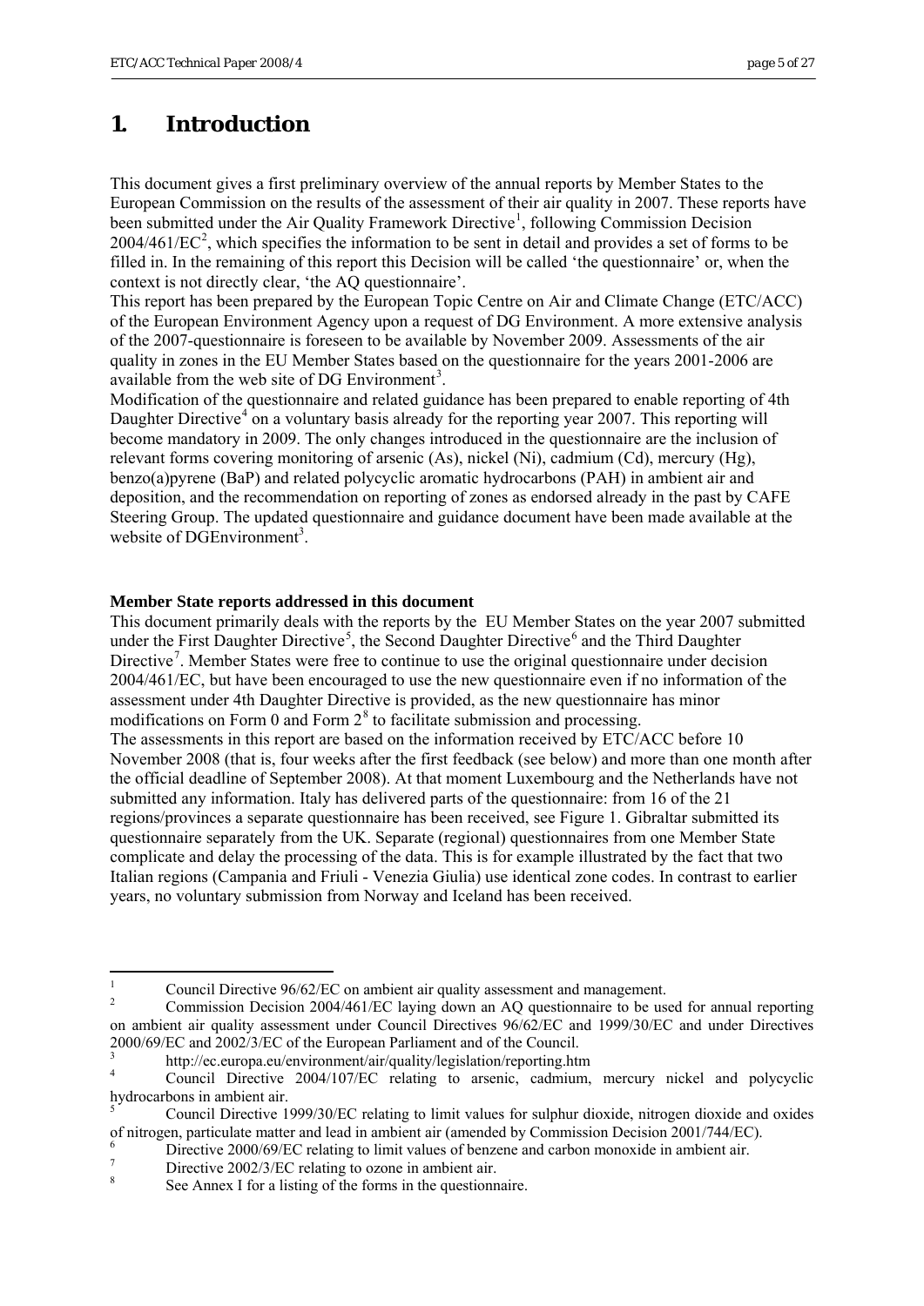# 1. Introduction

This document gives a first preliminary overview of the annual reports by Member States to the European Commission on the results of the assessment of their air quality in 2007. These reports have been submitted under the Air Quality Framework Directive[1], following Commission Decision 2004/461/EC[2], which specifies the information to be sent in detail and provides a set of forms to be filled in. In the remaining of this report this Decision will be called 'the questionnaire' or, when the context is not directly clear, 'the AQ questionnaire'.

This report has been prepared by the European Topic Centre on Air and Climate Change (ETC/ACC) of the European Environment Agency upon a request of DG Environment. A more extensive analysis of the 2007-questionnaire is foreseen to be available by November 2009. Assessments of the air quality in zones in the EU Member States based on the questionnaire for the years 2001-2006 are available from the web site of DG Environment[3].

Modification of the questionnaire and related guidance has been prepared to enable reporting of 4th Daughter Directive[4] on a voluntary basis already for the reporting year 2007. This reporting will become mandatory in 2009. The only changes introduced in the questionnaire are the inclusion of relevant forms covering monitoring of arsenic (As), nickel (Ni), cadmium (Cd), mercury (Hg), benzo(a)pyrene (BaP) and related polycyclic aromatic hydrocarbons (PAH) in ambient air and deposition, and the recommendation on reporting of zones as endorsed already in the past by CAFE Steering Group. The updated questionnaire and guidance document have been made available at the website of DGEnvironment[3].

**Member State reports addressed in this document**

This document primarily deals with the reports by the EU Member States on the year 2007 submitted under the First Daughter Directive[5], the Second Daughter Directive[6] and the Third Daughter Directive[7]. Member States were free to continue to use the original questionnaire under decision 2004/461/EC, but have been encouraged to use the new questionnaire even if no information of the assessment under 4th Daughter Directive is provided, as the new questionnaire has minor modifications on Form 0 and Form 2[8] to facilitate submission and processing.

The assessments in this report are based on the information received by ETC/ACC before 10 November 2008 (that is, four weeks after the first feedback (see below) and more than one month after the official deadline of September 2008). At that moment Luxembourg and the Netherlands have not submitted any information. Italy has delivered parts of the questionnaire: from 16 of the 21 regions/provinces a separate questionnaire has been received, see Figure 1. Gibraltar submitted its questionnaire separately from the UK. Separate (regional) questionnaires from one Member State complicate and delay the processing of the data. This is for example illustrated by the fact that two Italian regions (Campania and Friuli - Venezia Giulia) use identical zone codes. In contrast to earlier years, no voluntary submission from Norway and Iceland has been received.

---

[1] Council Directive 96/62/EC on ambient air quality assessment and management.

[2] Commission Decision 2004/461/EC laying down an AQ questionnaire to be used for annual reporting on ambient air quality assessment under Council Directives 96/62/EC and 1999/30/EC and under Directives 2000/69/EC and 2002/3/EC of the European Parliament and of the Council.

[3] http://ec.europa.eu/environment/air/quality/legislation/reporting.htm

[4] Council Directive 2004/107/EC relating to arsenic, cadmium, mercury nickel and polycyclic hydrocarbons in ambient air.

[5] Council Directive 1999/30/EC relating to limit values for sulphur dioxide, nitrogen dioxide and oxides of nitrogen, particulate matter and lead in ambient air (amended by Commission Decision 2001/744/EC).

[6] Directive 2000/69/EC relating to limit values of benzene and carbon monoxide in ambient air.

[7] Directive 2002/3/EC relating to ozone in ambient air.

[8] See Annex I for a listing of the forms in the questionnaire.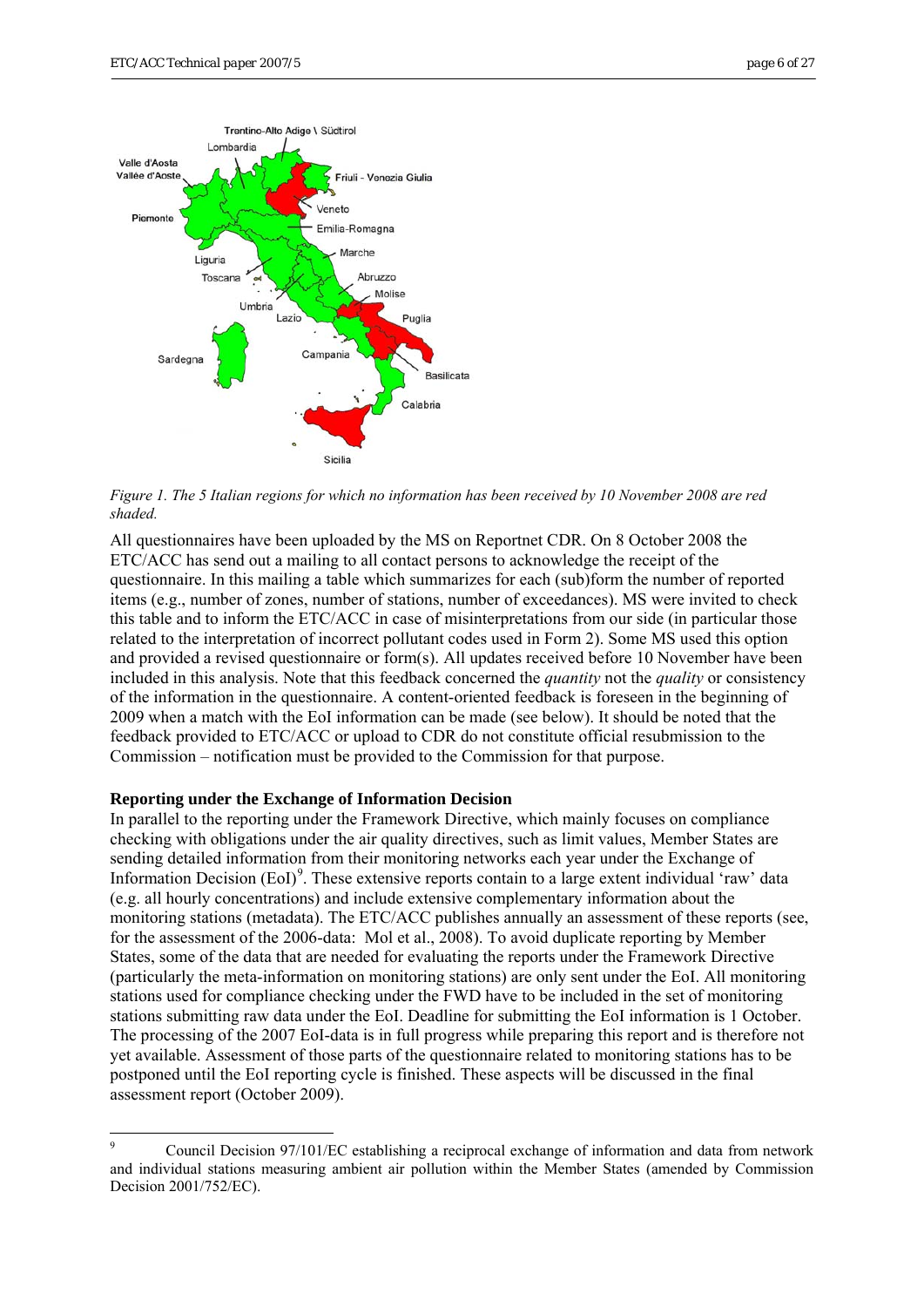Figure 1. The 5 Italian regions for which no information has been received by 10 November 2008 are red shaded.

All questionnaires have been uploaded by the MS on Reportnet CDR. On 8 October 2008 the ETC/ACC has send out a mailing to all contact persons to acknowledge the receipt of the questionnaire. In this mailing a table which summarizes for each (sub)form the number of reported items (e.g., number of zones, number of stations, number of exceedances). MS were invited to check this table and to inform the ETC/ACC in case of misinterpretations from our side (in particular those related to the interpretation of incorrect pollutant codes used in Form 2). Some MS used this option and provided a revised questionnaire or form(s). All updates received before 10 November have been included in this analysis. Note that this feedback concerned the *quantity* not the *quality* or consistency of the information in the questionnaire. A content-oriented feedback is foreseen in the beginning of 2009 when a match with the EoI information can be made (see below). It should be noted that the feedback provided to ETC/ACC or upload to CDR do not constitute official resubmission to the Commission – notification must be provided to the Commission for that purpose.

**Reporting under the Exchange of Information Decision**

In parallel to the reporting under the Framework Directive, which mainly focuses on compliance checking with obligations under the air quality directives, such as limit values, Member States are sending detailed information from their monitoring networks each year under the Exchange of Information Decision (EoI)[9]. These extensive reports contain to a large extent individual 'raw' data (e.g. all hourly concentrations) and include extensive complementary information about the monitoring stations (metadata). The ETC/ACC publishes annually an assessment of these reports (see, for the assessment of the 2006-data: Mol et al., 2008). To avoid duplicate reporting by Member States, some of the data that are needed for evaluating the reports under the Framework Directive (particularly the meta-information on monitoring stations) are only sent under the EoI. All monitoring stations used for compliance checking under the FWD have to be included in the set of monitoring stations submitting raw data under the EoI. Deadline for submitting the EoI information is 1 October. The processing of the 2007 EoI-data is in full progress while preparing this report and is therefore not yet available. Assessment of those parts of the questionnaire related to monitoring stations has to be postponed until the EoI reporting cycle is finished. These aspects will be discussed in the final assessment report (October 2009).

[9] Council Decision 97/101/EC establishing a reciprocal exchange of information and data from network and individual stations measuring ambient air pollution within the Member States (amended by Commission Decision 2001/752/EC).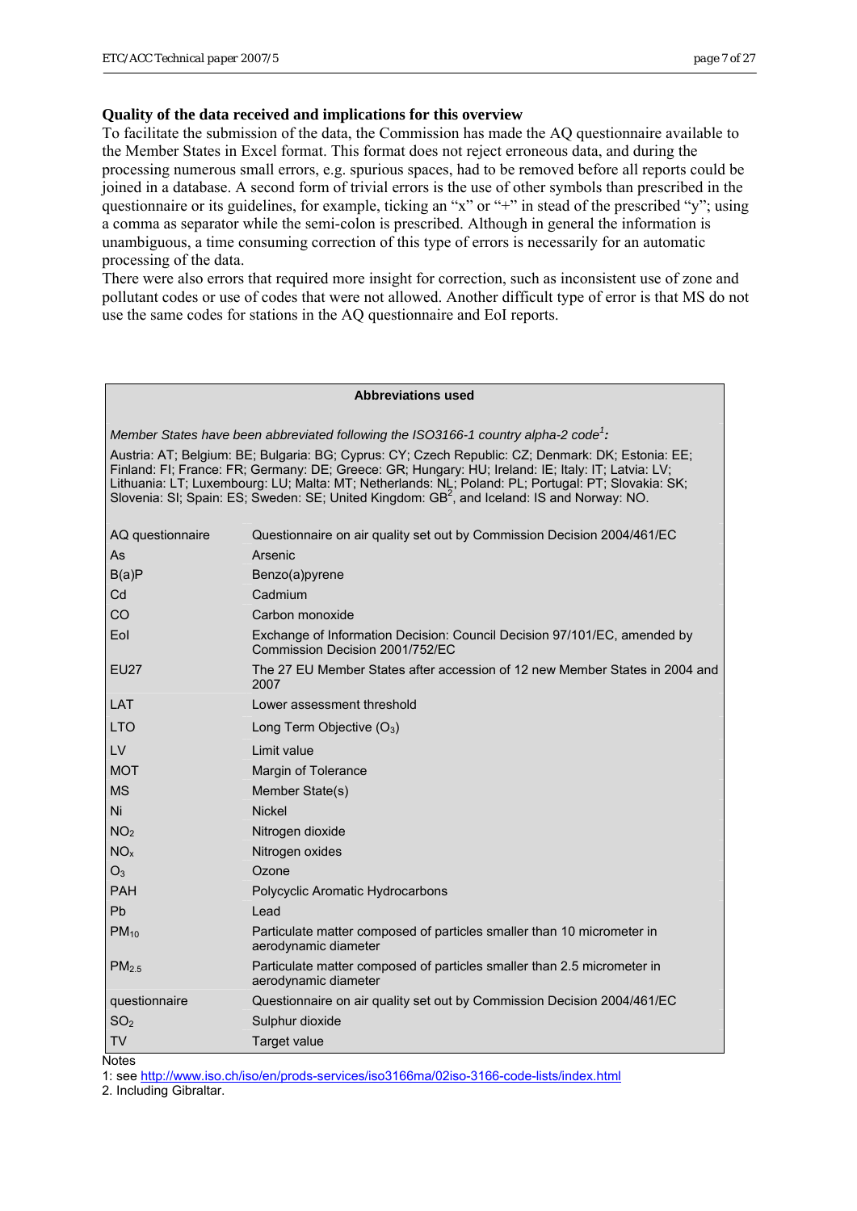**Quality of the data received and implications for this overview**

To facilitate the submission of the data, the Commission has made the AQ questionnaire available to the Member States in Excel format. This format does not reject erroneous data, and during the processing numerous small errors, e.g. spurious spaces, had to be removed before all reports could be joined in a database. A second form of trivial errors is the use of other symbols than prescribed in the questionnaire or its guidelines, for example, ticking an "x" or "+" in stead of the prescribed "y"; using a comma as separator while the semi-colon is prescribed. Although in general the information is unambiguous, a time consuming correction of this type of errors is necessarily for an automatic processing of the data.

There were also errors that required more insight for correction, such as inconsistent use of zone and pollutant codes or use of codes that were not allowed. Another difficult type of error is that MS do not use the same codes for stations in the AQ questionnaire and EoI reports.

**Abbreviations used**

*Member States have been abbreviated following the ISO3166-1 country alpha-2 code[1]:*

Austria: AT; Belgium: BE; Bulgaria: BG; Cyprus: CY; Czech Republic: CZ; Denmark: DK; Estonia: EE; Finland: FI; France: FR; Germany: DE; Greece: GR; Hungary: HU; Ireland: IE; Italy: IT; Latvia: LV; Lithuania: LT; Luxembourg: LU; Malta: MT; Netherlands: NL; Poland: PL; Portugal: PT; Slovakia: SK; Slovenia: SI; Spain: ES; Sweden: SE; United Kingdom: GB[2], and Iceland: IS and Norway: NO.

| Abbreviation | Meaning |
|---|---|
| AQ questionnaire | Questionnaire on air quality set out by Commission Decision 2004/461/EC |
| As | Arsenic |
| B(a)P | Benzo(a)pyrene |
| Cd | Cadmium |
| CO | Carbon monoxide |
| EoI | Exchange of Information Decision: Council Decision 97/101/EC, amended by Commission Decision 2001/752/EC |
| EU27 | The 27 EU Member States after accession of 12 new Member States in 2004 and 2007 |
| LAT | Lower assessment threshold |
| LTO | Long Term Objective ($O_3$) |
| LV | Limit value |
| MOT | Margin of Tolerance |
| MS | Member State(s) |
| Ni | Nickel |
| $NO_2$ | Nitrogen dioxide |
| $NO_x$ | Nitrogen oxides |
| $O_3$ | Ozone |
| PAH | Polycyclic Aromatic Hydrocarbons |
| Pb | Lead |
| $PM_{10}$ | Particulate matter composed of particles smaller than 10 micrometer in aerodynamic diameter |
| $PM_{2.5}$ | Particulate matter composed of particles smaller than 2.5 micrometer in aerodynamic diameter |
| questionnaire | Questionnaire on air quality set out by Commission Decision 2004/461/EC |
| $SO_2$ | Sulphur dioxide |
| TV | Target value |

Notes

1: see http://www.iso.ch/iso/en/prods-services/iso3166ma/02iso-3166-code-lists/index.html

2. Including Gibraltar.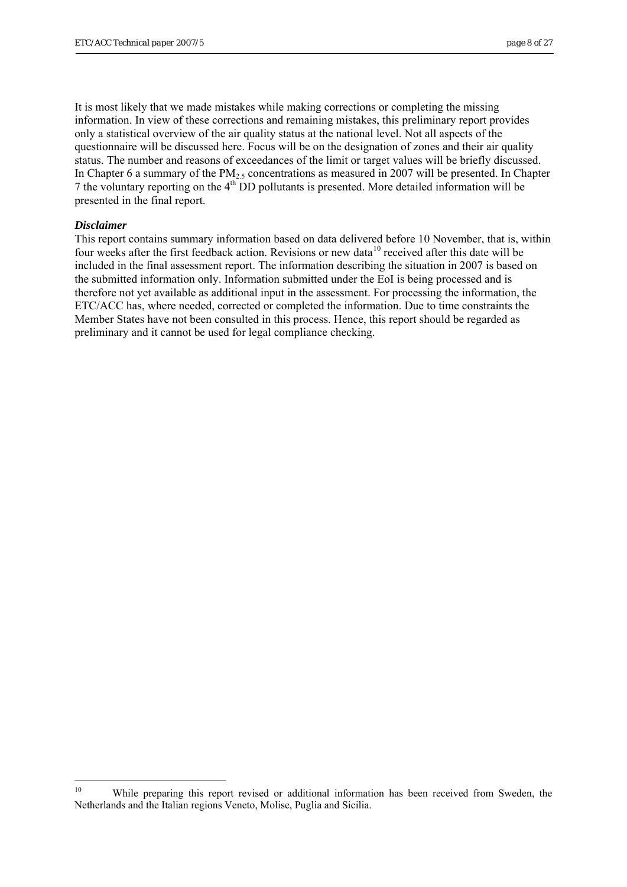It is most likely that we made mistakes while making corrections or completing the missing information. In view of these corrections and remaining mistakes, this preliminary report provides only a statistical overview of the air quality status at the national level. Not all aspects of the questionnaire will be discussed here. Focus will be on the designation of zones and their air quality status. The number and reasons of exceedances of the limit or target values will be briefly discussed. In Chapter 6 a summary of the $PM_{2.5}$ concentrations as measured in 2007 will be presented. In Chapter 7 the voluntary reporting on the 4th DD pollutants is presented. More detailed information will be presented in the final report.

***Disclaimer***

This report contains summary information based on data delivered before 10 November, that is, within four weeks after the first feedback action. Revisions or new data[10] received after this date will be included in the final assessment report. The information describing the situation in 2007 is based on the submitted information only. Information submitted under the EoI is being processed and is therefore not yet available as additional input in the assessment. For processing the information, the ETC/ACC has, where needed, corrected or completed the information. Due to time constraints the Member States have not been consulted in this process. Hence, this report should be regarded as preliminary and it cannot be used for legal compliance checking.

---

[10] While preparing this report revised or additional information has been received from Sweden, the Netherlands and the Italian regions Veneto, Molise, Puglia and Sicilia.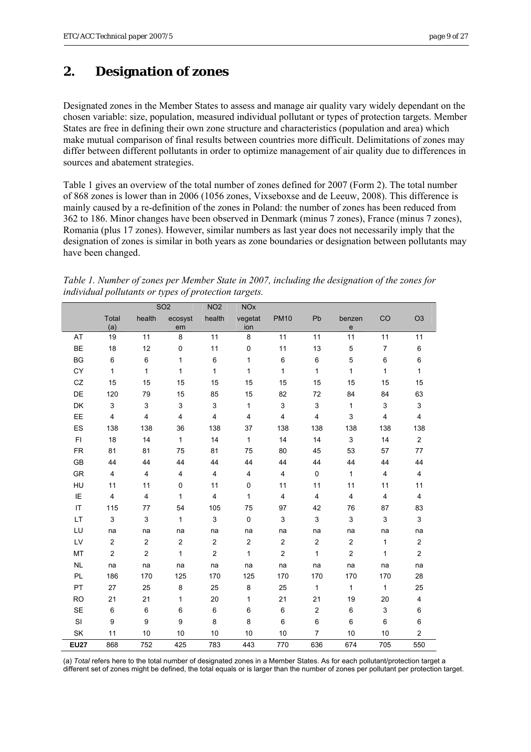## 2. Designation of zones

Designated zones in the Member States to assess and manage air quality vary widely dependant on the chosen variable: size, population, measured individual pollutant or types of protection targets. Member States are free in defining their own zone structure and characteristics (population and area) which make mutual comparison of final results between countries more difficult. Delimitations of zones may differ between different pollutants in order to optimize management of air quality due to differences in sources and abatement strategies.

Table 1 gives an overview of the total number of zones defined for 2007 (Form 2). The total number of 868 zones is lower than in 2006 (1056 zones, Vixseboxse and de Leeuw, 2008). This difference is mainly caused by a re-definition of the zones in Poland: the number of zones has been reduced from 362 to 186. Minor changes have been observed in Denmark (minus 7 zones), France (minus 7 zones), Romania (plus 17 zones). However, similar numbers as last year does not necessarily imply that the designation of zones is similar in both years as zone boundaries or designation between pollutants may have been changed.

*Table 1. Number of zones per Member State in 2007, including the designation of the zones for individual pollutants or types of protection targets.*

| | | SO2 | | NO2 | NOx | | | | | |
|---|---|---|---|---|---|---|---|---|---|---|
| | Total (a) | health | ecosystem | health | vegetation | PM10 | Pb | benzene | CO | O3 |
| AT | 19 | 11 | 8 | 11 | 8 | 11 | 11 | 11 | 11 | 11 |
| BE | 18 | 12 | 0 | 11 | 0 | 11 | 13 | 5 | 7 | 6 |
| BG | 6 | 6 | 1 | 6 | 1 | 6 | 6 | 5 | 6 | 6 |
| CY | 1 | 1 | 1 | 1 | 1 | 1 | 1 | 1 | 1 | 1 |
| CZ | 15 | 15 | 15 | 15 | 15 | 15 | 15 | 15 | 15 | 15 |
| DE | 120 | 79 | 15 | 85 | 15 | 82 | 72 | 84 | 84 | 63 |
| DK | 3 | 3 | 3 | 3 | 1 | 3 | 3 | 1 | 3 | 3 |
| EE | 4 | 4 | 4 | 4 | 4 | 4 | 4 | 3 | 4 | 4 |
| ES | 138 | 138 | 36 | 138 | 37 | 138 | 138 | 138 | 138 | 138 |
| FI | 18 | 14 | 1 | 14 | 1 | 14 | 14 | 3 | 14 | 2 |
| FR | 81 | 81 | 75 | 81 | 75 | 80 | 45 | 53 | 57 | 77 |
| GB | 44 | 44 | 44 | 44 | 44 | 44 | 44 | 44 | 44 | 44 |
| GR | 4 | 4 | 4 | 4 | 4 | 4 | 0 | 1 | 4 | 4 |
| HU | 11 | 11 | 0 | 11 | 0 | 11 | 11 | 11 | 11 | 11 |
| IE | 4 | 4 | 1 | 4 | 1 | 4 | 4 | 4 | 4 | 4 |
| IT | 115 | 77 | 54 | 105 | 75 | 97 | 42 | 76 | 87 | 83 |
| LT | 3 | 3 | 1 | 3 | 0 | 3 | 3 | 3 | 3 | 3 |
| LU | na | na | na | na | na | na | na | na | na | na |
| LV | 2 | 2 | 2 | 2 | 2 | 2 | 2 | 2 | 1 | 2 |
| MT | 2 | 2 | 1 | 2 | 1 | 2 | 1 | 2 | 1 | 2 |
| NL | na | na | na | na | na | na | na | na | na | na |
| PL | 186 | 170 | 125 | 170 | 125 | 170 | 170 | 170 | 170 | 28 |
| PT | 27 | 25 | 8 | 25 | 8 | 25 | 1 | 1 | 1 | 25 |
| RO | 21 | 21 | 1 | 20 | 1 | 21 | 21 | 19 | 20 | 4 |
| SE | 6 | 6 | 6 | 6 | 6 | 6 | 2 | 6 | 3 | 6 |
| SI | 9 | 9 | 9 | 8 | 8 | 6 | 6 | 6 | 6 | 6 |
| SK | 11 | 10 | 10 | 10 | 10 | 10 | 7 | 10 | 10 | 2 |
| **EU27** | 868 | 752 | 425 | 783 | 443 | 770 | 636 | 674 | 705 | 550 |

(a) *Total* refers here to the total number of designated zones in a Member States. As for each pollutant/protection target a different set of zones might be defined, the total equals or is larger than the number of zones per pollutant per protection target.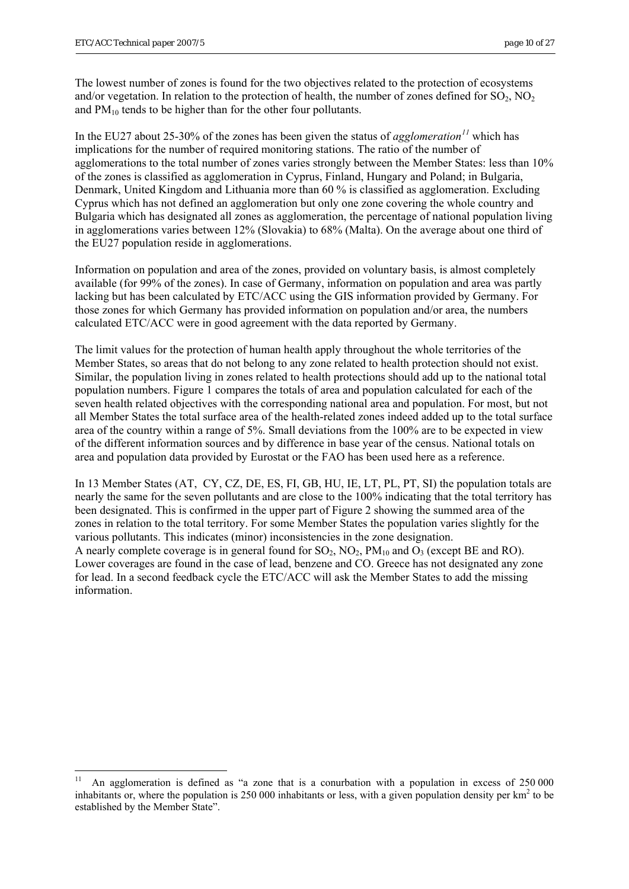The lowest number of zones is found for the two objectives related to the protection of ecosystems and/or vegetation. In relation to the protection of health, the number of zones defined for $SO_2$, $NO_2$ and $PM_{10}$ tends to be higher than for the other four pollutants.

In the EU27 about 25-30% of the zones has been given the status of *agglomeration*[11] which has implications for the number of required monitoring stations. The ratio of the number of agglomerations to the total number of zones varies strongly between the Member States: less than 10% of the zones is classified as agglomeration in Cyprus, Finland, Hungary and Poland; in Bulgaria, Denmark, United Kingdom and Lithuania more than 60 % is classified as agglomeration. Excluding Cyprus which has not defined an agglomeration but only one zone covering the whole country and Bulgaria which has designated all zones as agglomeration, the percentage of national population living in agglomerations varies between 12% (Slovakia) to 68% (Malta). On the average about one third of the EU27 population reside in agglomerations.

Information on population and area of the zones, provided on voluntary basis, is almost completely available (for 99% of the zones). In case of Germany, information on population and area was partly lacking but has been calculated by ETC/ACC using the GIS information provided by Germany. For those zones for which Germany has provided information on population and/or area, the numbers calculated ETC/ACC were in good agreement with the data reported by Germany.

The limit values for the protection of human health apply throughout the whole territories of the Member States, so areas that do not belong to any zone related to health protection should not exist. Similar, the population living in zones related to health protections should add up to the national total population numbers. Figure 1 compares the totals of area and population calculated for each of the seven health related objectives with the corresponding national area and population. For most, but not all Member States the total surface area of the health-related zones indeed added up to the total surface area of the country within a range of 5%. Small deviations from the 100% are to be expected in view of the different information sources and by difference in base year of the census. National totals on area and population data provided by Eurostat or the FAO has been used here as a reference.

In 13 Member States (AT, CY, CZ, DE, ES, FI, GB, HU, IE, LT, PL, PT, SI) the population totals are nearly the same for the seven pollutants and are close to the 100% indicating that the total territory has been designated. This is confirmed in the upper part of Figure 2 showing the summed area of the zones in relation to the total territory. For some Member States the population varies slightly for the various pollutants. This indicates (minor) inconsistencies in the zone designation.
A nearly complete coverage is in general found for $SO_2$, $NO_2$, $PM_{10}$ and $O_3$ (except BE and RO). Lower coverages are found in the case of lead, benzene and CO. Greece has not designated any zone for lead. In a second feedback cycle the ETC/ACC will ask the Member States to add the missing information.

[11] An agglomeration is defined as "a zone that is a conurbation with a population in excess of 250 000 inhabitants or, where the population is 250 000 inhabitants or less, with a given population density per $km^2$ to be established by the Member State".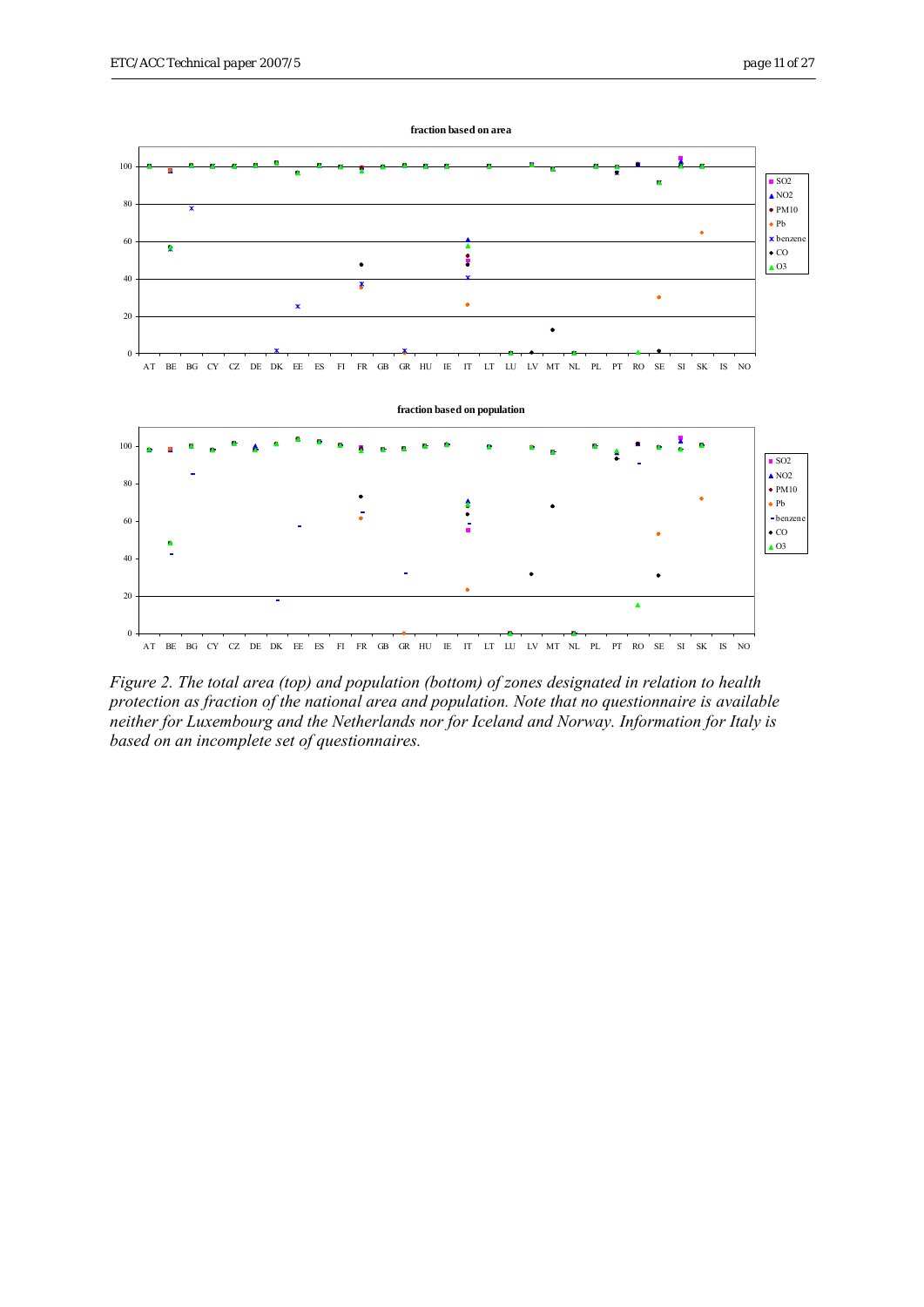**fraction based on area**

**fraction based on population**

*Figure 2. The total area (top) and population (bottom) of zones designated in relation to health protection as fraction of the national area and population. Note that no questionnaire is available neither for Luxembourg and the Netherlands nor for Iceland and Norway. Information for Italy is based on an incomplete set of questionnaires.*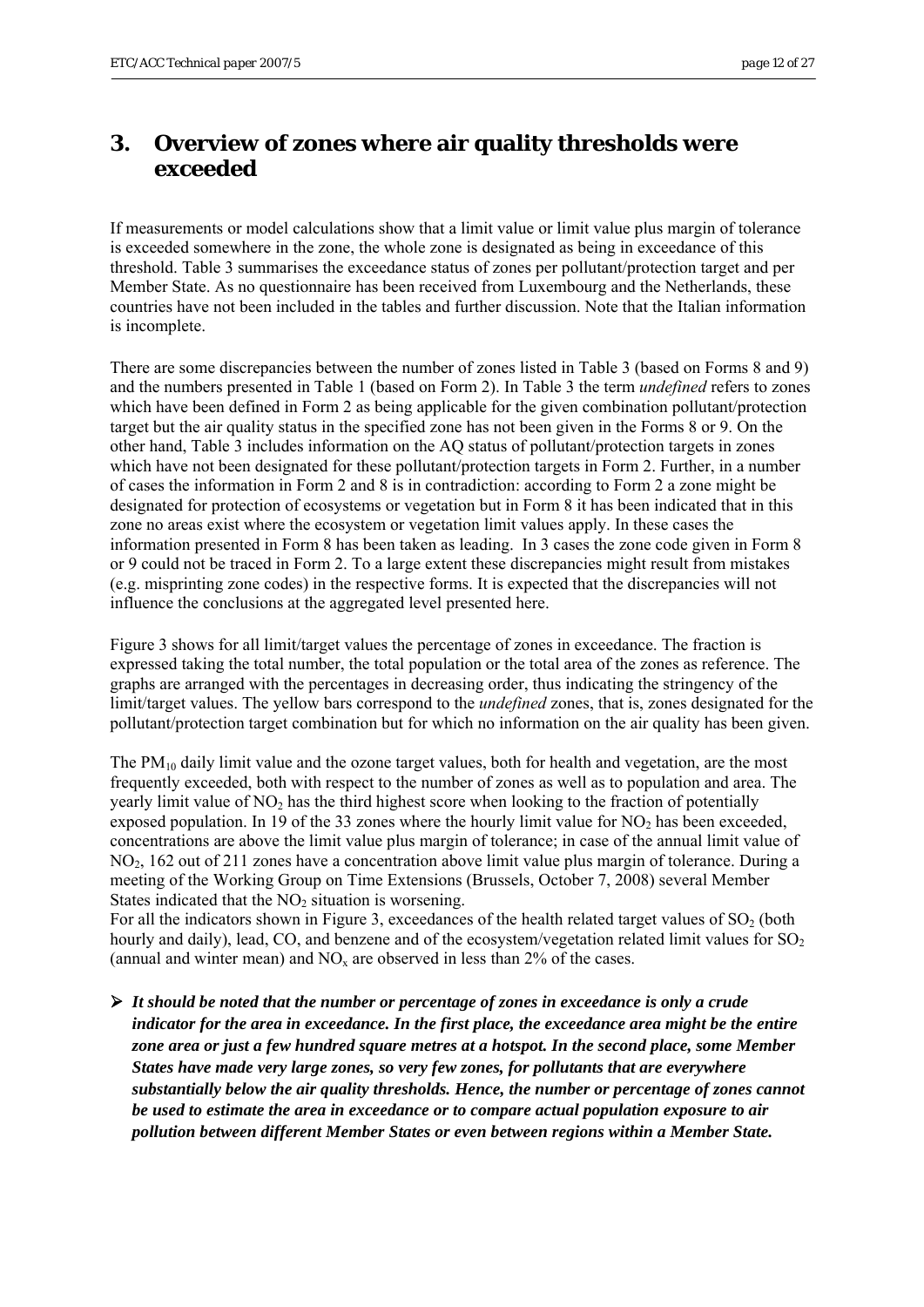# 3. Overview of zones where air quality thresholds were exceeded

If measurements or model calculations show that a limit value or limit value plus margin of tolerance is exceeded somewhere in the zone, the whole zone is designated as being in exceedance of this threshold. Table 3 summarises the exceedance status of zones per pollutant/protection target and per Member State. As no questionnaire has been received from Luxembourg and the Netherlands, these countries have not been included in the tables and further discussion. Note that the Italian information is incomplete.

There are some discrepancies between the number of zones listed in Table 3 (based on Forms 8 and 9) and the numbers presented in Table 1 (based on Form 2). In Table 3 the term *undefined* refers to zones which have been defined in Form 2 as being applicable for the given combination pollutant/protection target but the air quality status in the specified zone has not been given in the Forms 8 or 9. On the other hand, Table 3 includes information on the AQ status of pollutant/protection targets in zones which have not been designated for these pollutant/protection targets in Form 2. Further, in a number of cases the information in Form 2 and 8 is in contradiction: according to Form 2 a zone might be designated for protection of ecosystems or vegetation but in Form 8 it has been indicated that in this zone no areas exist where the ecosystem or vegetation limit values apply. In these cases the information presented in Form 8 has been taken as leading. In 3 cases the zone code given in Form 8 or 9 could not be traced in Form 2. To a large extent these discrepancies might result from mistakes (e.g. misprinting zone codes) in the respective forms. It is expected that the discrepancies will not influence the conclusions at the aggregated level presented here.

Figure 3 shows for all limit/target values the percentage of zones in exceedance. The fraction is expressed taking the total number, the total population or the total area of the zones as reference. The graphs are arranged with the percentages in decreasing order, thus indicating the stringency of the limit/target values. The yellow bars correspond to the *undefined* zones, that is, zones designated for the pollutant/protection target combination but for which no information on the air quality has been given.

The $PM_{10}$ daily limit value and the ozone target values, both for health and vegetation, are the most frequently exceeded, both with respect to the number of zones as well as to population and area. The yearly limit value of $NO_2$ has the third highest score when looking to the fraction of potentially exposed population. In 19 of the 33 zones where the hourly limit value for $NO_2$ has been exceeded, concentrations are above the limit value plus margin of tolerance; in case of the annual limit value of $NO_2$, 162 out of 211 zones have a concentration above limit value plus margin of tolerance. During a meeting of the Working Group on Time Extensions (Brussels, October 7, 2008) several Member States indicated that the $NO_2$ situation is worsening.

For all the indicators shown in Figure 3, exceedances of the health related target values of $SO_2$ (both hourly and daily), lead, CO, and benzene and of the ecosystem/vegetation related limit values for $SO_2$ (annual and winter mean) and $NO_x$ are observed in less than 2% of the cases.

- ***It should be noted that the number or percentage of zones in exceedance is only a crude indicator for the area in exceedance. In the first place, the exceedance area might be the entire zone area or just a few hundred square metres at a hotspot. In the second place, some Member States have made very large zones, so very few zones, for pollutants that are everywhere substantially below the air quality thresholds. Hence, the number or percentage of zones cannot be used to estimate the area in exceedance or to compare actual population exposure to air pollution between different Member States or even between regions within a Member State.***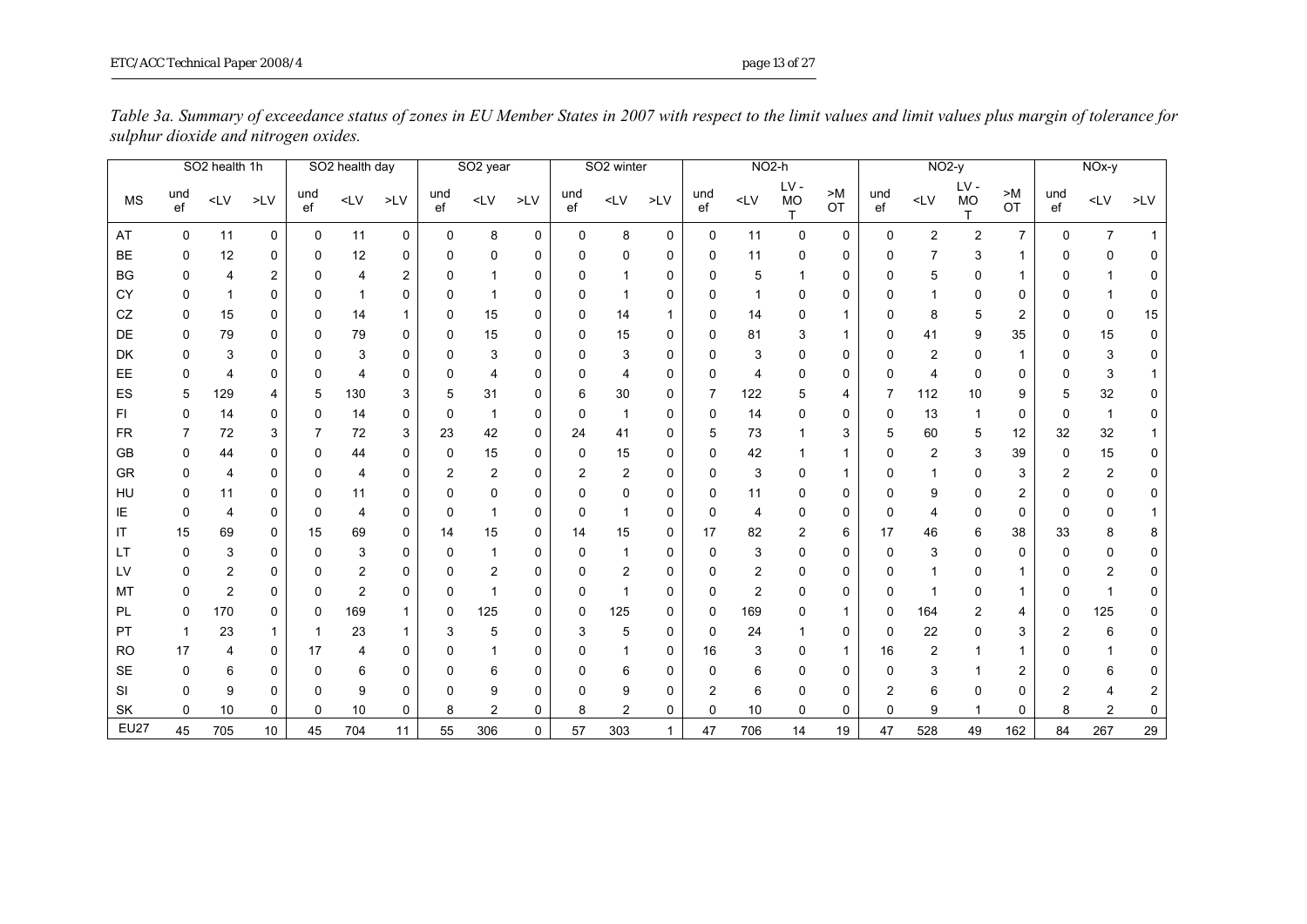*Table 3a. Summary of exceedance status of zones in EU Member States in 2007 with respect to the limit values and limit values plus margin of tolerance for sulphur dioxide and nitrogen oxides.*

| | SO2 health 1h | | | SO2 health day | | | SO2 year | | | SO2 winter | | | NO2-h | | | | NO2-y | | | | NOx-y | | |
|---|---|---|---|---|---|---|---|---|---|---|---|---|---|---|---|---|---|---|---|---|---|---|---|
| MS | undef | <LV | >LV | undef | <LV | >LV | undef | <LV | >LV | undef | <LV | >LV | undef | <LV | LV - MOT | >MOT | undef | <LV | LV - MOT | >MOT | undef | <LV | >LV |
| AT | 0 | 11 | 0 | 0 | 11 | 0 | 0 | 8 | 0 | 0 | 8 | 0 | 0 | 11 | 0 | 0 | 0 | 2 | 2 | 7 | 0 | 7 | 1 |
| BE | 0 | 12 | 0 | 0 | 12 | 0 | 0 | 0 | 0 | 0 | 0 | 0 | 0 | 11 | 0 | 0 | 0 | 7 | 3 | 1 | 0 | 0 | 0 |
| BG | 0 | 4 | 2 | 0 | 4 | 2 | 0 | 1 | 0 | 0 | 1 | 0 | 0 | 5 | 1 | 0 | 0 | 5 | 0 | 1 | 0 | 1 | 0 |
| CY | 0 | 1 | 0 | 0 | 1 | 0 | 0 | 1 | 0 | 0 | 1 | 0 | 0 | 1 | 0 | 0 | 0 | 1 | 0 | 0 | 0 | 1 | 0 |
| CZ | 0 | 15 | 0 | 0 | 14 | 1 | 0 | 15 | 0 | 0 | 14 | 1 | 0 | 14 | 0 | 1 | 0 | 8 | 5 | 2 | 0 | 0 | 15 |
| DE | 0 | 79 | 0 | 0 | 79 | 0 | 0 | 15 | 0 | 0 | 15 | 0 | 0 | 81 | 3 | 1 | 0 | 41 | 9 | 35 | 0 | 15 | 0 |
| DK | 0 | 3 | 0 | 0 | 3 | 0 | 0 | 3 | 0 | 0 | 3 | 0 | 0 | 3 | 0 | 0 | 0 | 2 | 0 | 1 | 0 | 3 | 0 |
| EE | 0 | 4 | 0 | 0 | 4 | 0 | 0 | 4 | 0 | 0 | 4 | 0 | 0 | 4 | 0 | 0 | 0 | 4 | 0 | 0 | 0 | 3 | 1 |
| ES | 5 | 129 | 4 | 5 | 130 | 3 | 5 | 31 | 0 | 6 | 30 | 0 | 7 | 122 | 5 | 4 | 7 | 112 | 10 | 9 | 5 | 32 | 0 |
| FI | 0 | 14 | 0 | 0 | 14 | 0 | 0 | 1 | 0 | 0 | 1 | 0 | 0 | 14 | 0 | 0 | 0 | 13 | 1 | 0 | 0 | 1 | 0 |
| FR | 7 | 72 | 3 | 7 | 72 | 3 | 23 | 42 | 0 | 24 | 41 | 0 | 5 | 73 | 1 | 3 | 5 | 60 | 5 | 12 | 32 | 32 | 1 |
| GB | 0 | 44 | 0 | 0 | 44 | 0 | 0 | 15 | 0 | 0 | 15 | 0 | 0 | 42 | 1 | 1 | 0 | 2 | 3 | 39 | 0 | 15 | 0 |
| GR | 0 | 4 | 0 | 0 | 4 | 0 | 2 | 2 | 0 | 2 | 2 | 0 | 0 | 3 | 0 | 1 | 0 | 1 | 0 | 3 | 2 | 2 | 0 |
| HU | 0 | 11 | 0 | 0 | 11 | 0 | 0 | 0 | 0 | 0 | 0 | 0 | 0 | 11 | 0 | 0 | 0 | 9 | 0 | 2 | 0 | 0 | 0 |
| IE | 0 | 4 | 0 | 0 | 4 | 0 | 0 | 1 | 0 | 0 | 1 | 0 | 0 | 4 | 0 | 0 | 0 | 4 | 0 | 0 | 0 | 0 | 1 |
| IT | 15 | 69 | 0 | 15 | 69 | 0 | 14 | 15 | 0 | 14 | 15 | 0 | 17 | 82 | 2 | 6 | 17 | 46 | 6 | 38 | 33 | 8 | 8 |
| LT | 0 | 3 | 0 | 0 | 3 | 0 | 0 | 1 | 0 | 0 | 1 | 0 | 0 | 3 | 0 | 0 | 0 | 3 | 0 | 0 | 0 | 0 | 0 |
| LV | 0 | 2 | 0 | 0 | 2 | 0 | 0 | 2 | 0 | 0 | 2 | 0 | 0 | 2 | 0 | 0 | 0 | 1 | 0 | 1 | 0 | 2 | 0 |
| MT | 0 | 2 | 0 | 0 | 2 | 0 | 0 | 1 | 0 | 0 | 1 | 0 | 0 | 2 | 0 | 0 | 0 | 1 | 0 | 1 | 0 | 1 | 0 |
| PL | 0 | 170 | 0 | 0 | 169 | 1 | 0 | 125 | 0 | 0 | 125 | 0 | 0 | 169 | 0 | 1 | 0 | 164 | 2 | 4 | 0 | 125 | 0 |
| PT | 1 | 23 | 1 | 1 | 23 | 1 | 3 | 5 | 0 | 3 | 5 | 0 | 0 | 24 | 1 | 0 | 0 | 22 | 0 | 3 | 2 | 6 | 0 |
| RO | 17 | 4 | 0 | 17 | 4 | 0 | 0 | 1 | 0 | 0 | 1 | 0 | 16 | 3 | 0 | 1 | 16 | 2 | 1 | 1 | 0 | 1 | 0 |
| SE | 0 | 6 | 0 | 0 | 6 | 0 | 0 | 6 | 0 | 0 | 6 | 0 | 0 | 6 | 0 | 0 | 0 | 3 | 1 | 2 | 0 | 6 | 0 |
| SI | 0 | 9 | 0 | 0 | 9 | 0 | 0 | 9 | 0 | 0 | 9 | 0 | 2 | 6 | 0 | 0 | 2 | 6 | 0 | 0 | 2 | 4 | 2 |
| SK | 0 | 10 | 0 | 0 | 10 | 0 | 8 | 2 | 0 | 8 | 2 | 0 | 0 | 10 | 0 | 0 | 0 | 9 | 1 | 0 | 8 | 2 | 0 |
| EU27 | 45 | 705 | 10 | 45 | 704 | 11 | 55 | 306 | 0 | 57 | 303 | 1 | 47 | 706 | 14 | 19 | 47 | 528 | 49 | 162 | 84 | 267 | 29 |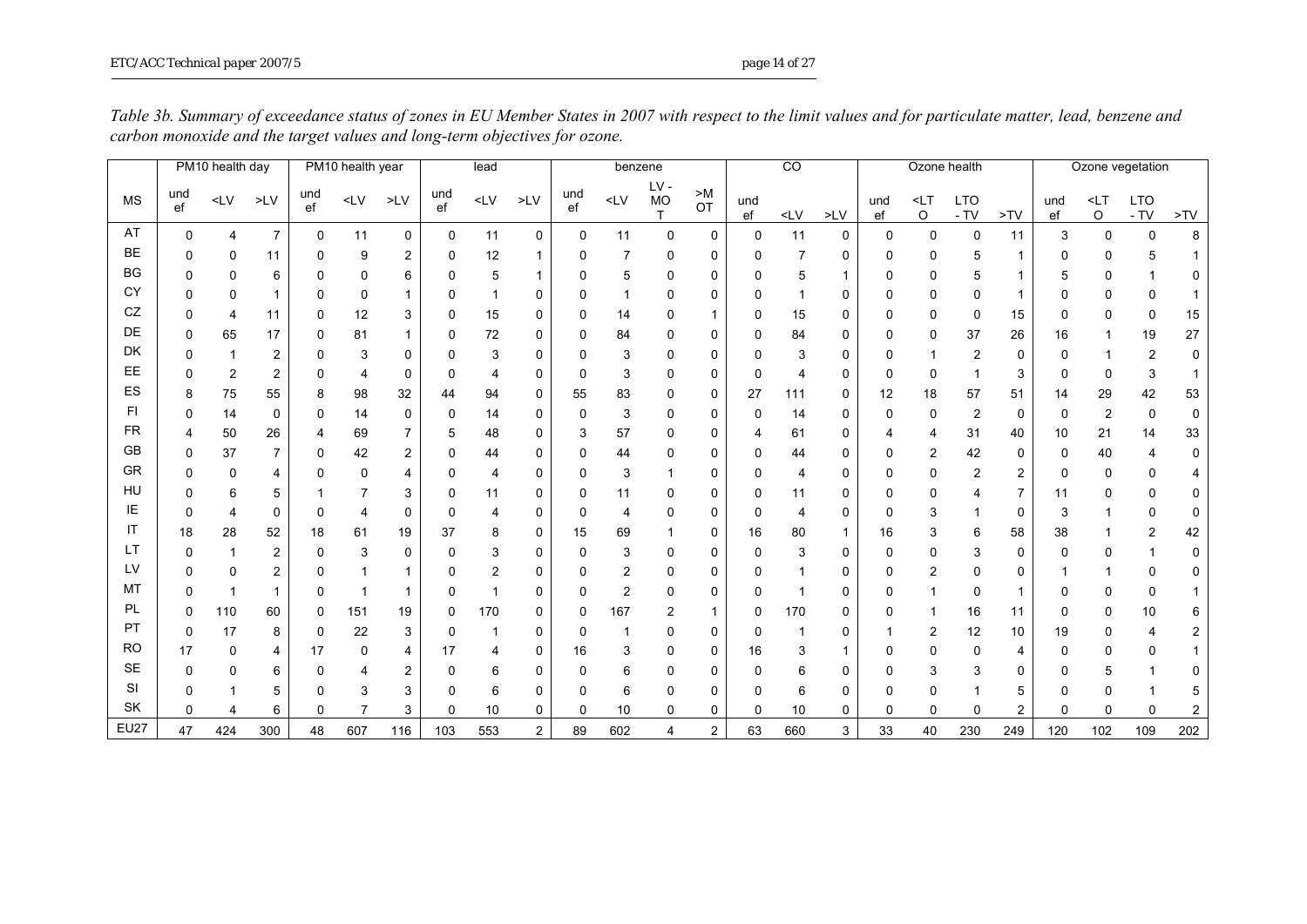*Table 3b. Summary of exceedance status of zones in EU Member States in 2007 with respect to the limit values and for particulate matter, lead, benzene and carbon monoxide and the target values and long-term objectives for ozone.*

| | PM10 health day | | | PM10 health year | | | lead | | | benzene | | | | CO | | | Ozone health | | | | Ozone vegetation | | | |
|---|---|---|---|---|---|---|---|---|---|---|---|---|---|---|---|---|---|---|---|---|---|---|---|---|
| MS | undef | <LV | >LV | undef | <LV | >LV | undef | <LV | >LV | undef | <LV | LV - MOT | >MOT | undef | <LV | >LV | undef | <LTO | LTO - TV | >TV | undef | <LTO | LTO - TV | >TV |
| AT | 0 | 4 | 7 | 0 | 11 | 0 | 0 | 11 | 0 | 0 | 11 | 0 | 0 | 0 | 11 | 0 | 0 | 0 | 0 | 11 | 3 | 0 | 0 | 8 |
| BE | 0 | 0 | 11 | 0 | 9 | 2 | 0 | 12 | 1 | 0 | 7 | 0 | 0 | 0 | 7 | 0 | 0 | 0 | 5 | 1 | 0 | 0 | 5 | 1 |
| BG | 0 | 0 | 6 | 0 | 0 | 6 | 0 | 5 | 1 | 0 | 5 | 0 | 0 | 0 | 5 | 1 | 0 | 0 | 5 | 1 | 5 | 0 | 1 | 0 |
| CY | 0 | 0 | 1 | 0 | 0 | 1 | 0 | 1 | 0 | 0 | 1 | 0 | 0 | 0 | 1 | 0 | 0 | 0 | 0 | 1 | 0 | 0 | 0 | 1 |
| CZ | 0 | 4 | 11 | 0 | 12 | 3 | 0 | 15 | 0 | 0 | 14 | 0 | 1 | 0 | 15 | 0 | 0 | 0 | 0 | 15 | 0 | 0 | 0 | 15 |
| DE | 0 | 65 | 17 | 0 | 81 | 1 | 0 | 72 | 0 | 0 | 84 | 0 | 0 | 0 | 84 | 0 | 0 | 0 | 37 | 26 | 16 | 1 | 19 | 27 |
| DK | 0 | 1 | 2 | 0 | 3 | 0 | 0 | 3 | 0 | 0 | 3 | 0 | 0 | 0 | 3 | 0 | 0 | 1 | 2 | 0 | 0 | 1 | 2 | 0 |
| EE | 0 | 2 | 2 | 0 | 4 | 0 | 0 | 4 | 0 | 0 | 3 | 0 | 0 | 0 | 4 | 0 | 0 | 0 | 1 | 3 | 0 | 0 | 3 | 1 |
| ES | 8 | 75 | 55 | 8 | 98 | 32 | 44 | 94 | 0 | 55 | 83 | 0 | 0 | 27 | 111 | 0 | 12 | 18 | 57 | 51 | 14 | 29 | 42 | 53 |
| FI | 0 | 14 | 0 | 0 | 14 | 0 | 0 | 14 | 0 | 0 | 3 | 0 | 0 | 0 | 14 | 0 | 0 | 0 | 2 | 0 | 0 | 2 | 0 | 0 |
| FR | 4 | 50 | 26 | 4 | 69 | 7 | 5 | 48 | 0 | 3 | 57 | 0 | 0 | 4 | 61 | 0 | 4 | 4 | 31 | 40 | 10 | 21 | 14 | 33 |
| GB | 0 | 37 | 7 | 0 | 42 | 2 | 0 | 44 | 0 | 0 | 44 | 0 | 0 | 0 | 44 | 0 | 0 | 2 | 42 | 0 | 0 | 40 | 4 | 0 |
| GR | 0 | 0 | 4 | 0 | 0 | 4 | 0 | 4 | 0 | 0 | 3 | 1 | 0 | 0 | 4 | 0 | 0 | 0 | 2 | 2 | 0 | 0 | 0 | 4 |
| HU | 0 | 6 | 5 | 1 | 7 | 3 | 0 | 11 | 0 | 0 | 11 | 0 | 0 | 0 | 11 | 0 | 0 | 0 | 4 | 7 | 11 | 0 | 0 | 0 |
| IE | 0 | 4 | 0 | 0 | 4 | 0 | 0 | 4 | 0 | 0 | 4 | 0 | 0 | 0 | 4 | 0 | 0 | 3 | 1 | 0 | 3 | 1 | 0 | 0 |
| IT | 18 | 28 | 52 | 18 | 61 | 19 | 37 | 8 | 0 | 15 | 69 | 1 | 0 | 16 | 80 | 1 | 16 | 3 | 6 | 58 | 38 | 1 | 2 | 42 |
| LT | 0 | 1 | 2 | 0 | 3 | 0 | 0 | 3 | 0 | 0 | 3 | 0 | 0 | 0 | 3 | 0 | 0 | 0 | 3 | 0 | 0 | 0 | 1 | 0 |
| LV | 0 | 0 | 2 | 0 | 1 | 1 | 0 | 2 | 0 | 0 | 2 | 0 | 0 | 0 | 1 | 0 | 0 | 2 | 0 | 0 | 1 | 1 | 0 | 0 |
| MT | 0 | 1 | 1 | 0 | 1 | 1 | 0 | 1 | 0 | 0 | 2 | 0 | 0 | 0 | 1 | 0 | 0 | 1 | 0 | 1 | 0 | 0 | 0 | 1 |
| PL | 0 | 110 | 60 | 0 | 151 | 19 | 0 | 170 | 0 | 0 | 167 | 2 | 1 | 0 | 170 | 0 | 0 | 1 | 16 | 11 | 0 | 0 | 10 | 6 |
| PT | 0 | 17 | 8 | 0 | 22 | 3 | 0 | 1 | 0 | 0 | 1 | 0 | 0 | 0 | 1 | 0 | 1 | 2 | 12 | 10 | 19 | 0 | 4 | 2 |
| RO | 17 | 0 | 4 | 17 | 0 | 4 | 17 | 4 | 0 | 16 | 3 | 0 | 0 | 16 | 3 | 1 | 0 | 0 | 0 | 4 | 0 | 0 | 0 | 1 |
| SE | 0 | 0 | 6 | 0 | 4 | 2 | 0 | 6 | 0 | 0 | 6 | 0 | 0 | 0 | 6 | 0 | 0 | 3 | 3 | 0 | 0 | 5 | 1 | 0 |
| SI | 0 | 1 | 5 | 0 | 3 | 3 | 0 | 6 | 0 | 0 | 6 | 0 | 0 | 0 | 6 | 0 | 0 | 0 | 1 | 5 | 0 | 0 | 1 | 5 |
| SK | 0 | 4 | 6 | 0 | 7 | 3 | 0 | 10 | 0 | 0 | 10 | 0 | 0 | 0 | 10 | 0 | 0 | 0 | 0 | 2 | 0 | 0 | 0 | 2 |
| EU27 | 47 | 424 | 300 | 48 | 607 | 116 | 103 | 553 | 2 | 89 | 602 | 4 | 2 | 63 | 660 | 3 | 33 | 40 | 230 | 249 | 120 | 102 | 109 | 202 |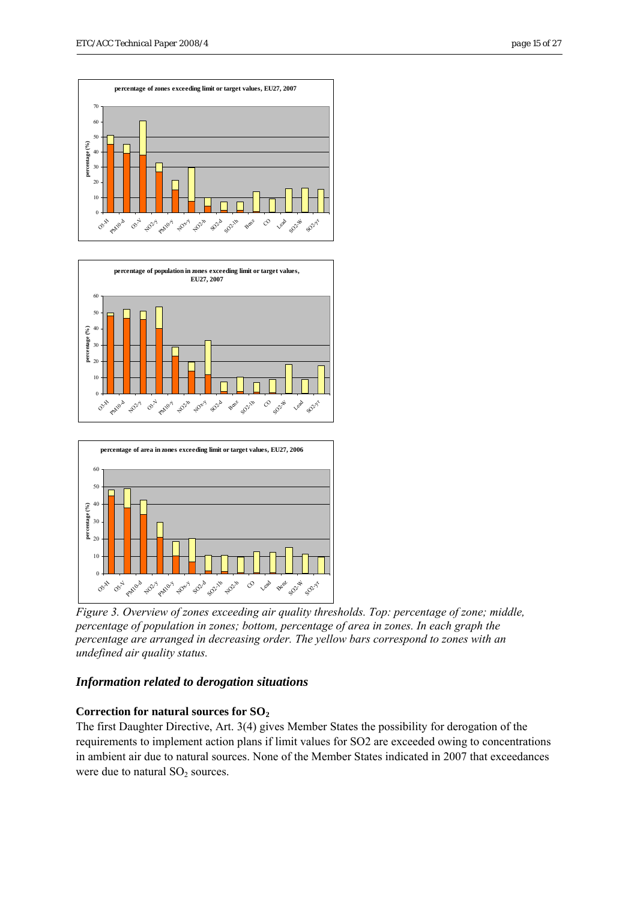*Figure 3. Overview of zones exceeding air quality thresholds. Top: percentage of zone; middle, percentage of population in zones; bottom, percentage of area in zones. In each graph the percentage are arranged in decreasing order. The yellow bars correspond to zones with an undefined air quality status.*

## *Information related to derogation situations*

### Correction for natural sources for $SO_2$

The first Daughter Directive, Art. 3(4) gives Member States the possibility for derogation of the requirements to implement action plans if limit values for SO2 are exceeded owing to concentrations in ambient air due to natural sources. None of the Member States indicated in 2007 that exceedances were due to natural $SO_2$ sources.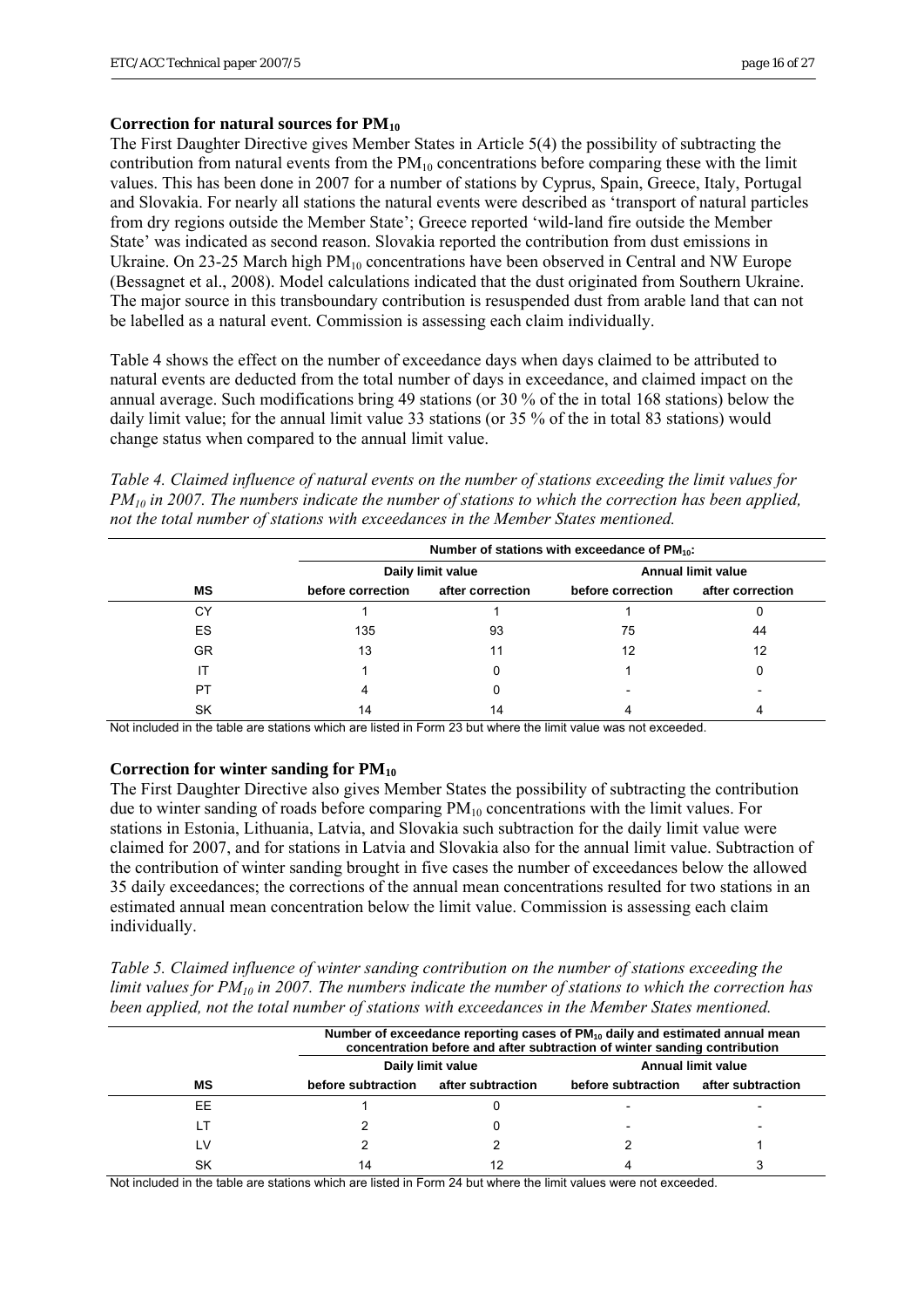### Correction for natural sources for $PM_{10}$

The First Daughter Directive gives Member States in Article 5(4) the possibility of subtracting the contribution from natural events from the $PM_{10}$ concentrations before comparing these with the limit values. This has been done in 2007 for a number of stations by Cyprus, Spain, Greece, Italy, Portugal and Slovakia. For nearly all stations the natural events were described as 'transport of natural particles from dry regions outside the Member State'; Greece reported 'wild-land fire outside the Member State' was indicated as second reason. Slovakia reported the contribution from dust emissions in Ukraine. On 23-25 March high $PM_{10}$ concentrations have been observed in Central and NW Europe (Bessagnet et al., 2008). Model calculations indicated that the dust originated from Southern Ukraine. The major source in this transboundary contribution is resuspended dust from arable land that can not be labelled as a natural event. Commission is assessing each claim individually.

Table 4 shows the effect on the number of exceedance days when days claimed to be attributed to natural events are deducted from the total number of days in exceedance, and claimed impact on the annual average. Such modifications bring 49 stations (or 30 % of the in total 168 stations) below the daily limit value; for the annual limit value 33 stations (or 35 % of the in total 83 stations) would change status when compared to the annual limit value.

*Table 4. Claimed influence of natural events on the number of stations exceeding the limit values for $PM_{10}$ in 2007. The numbers indicate the number of stations to which the correction has been applied, not the total number of stations with exceedances in the Member States mentioned.*

| | Number of stations with exceedance of $PM_{10}$: | | | |
|---|---|---|---|---|
| | Daily limit value | | Annual limit value | |
| **MS** | **before correction** | **after correction** | **before correction** | **after correction** |
| CY | 1 | 1 | 1 | 0 |
| ES | 135 | 93 | 75 | 44 |
| GR | 13 | 11 | 12 | 12 |
| IT | 1 | 0 | 1 | 0 |
| PT | 4 | 0 | - | - |
| SK | 14 | 14 | 4 | 4 |

Not included in the table are stations which are listed in Form 23 but where the limit value was not exceeded.

### Correction for winter sanding for $PM_{10}$

The First Daughter Directive also gives Member States the possibility of subtracting the contribution due to winter sanding of roads before comparing $PM_{10}$ concentrations with the limit values. For stations in Estonia, Lithuania, Latvia, and Slovakia such subtraction for the daily limit value were claimed for 2007, and for stations in Latvia and Slovakia also for the annual limit value. Subtraction of the contribution of winter sanding brought in five cases the number of exceedances below the allowed 35 daily exceedances; the corrections of the annual mean concentrations resulted for two stations in an estimated annual mean concentration below the limit value. Commission is assessing each claim individually.

*Table 5. Claimed influence of winter sanding contribution on the number of stations exceeding the limit values for $PM_{10}$ in 2007. The numbers indicate the number of stations to which the correction has been applied, not the total number of stations with exceedances in the Member States mentioned.*

| | Number of exceedance reporting cases of $PM_{10}$ daily and estimated annual mean concentration before and after subtraction of winter sanding contribution | | | |
|---|---|---|---|---|
| | Daily limit value | | Annual limit value | |
| **MS** | **before subtraction** | **after subtraction** | **before subtraction** | **after subtraction** |
| EE | 1 | 0 | - | - |
| LT | 2 | 0 | - | - |
| LV | 2 | 2 | 2 | 1 |
| SK | 14 | 12 | 4 | 3 |

Not included in the table are stations which are listed in Form 24 but where the limit values were not exceeded.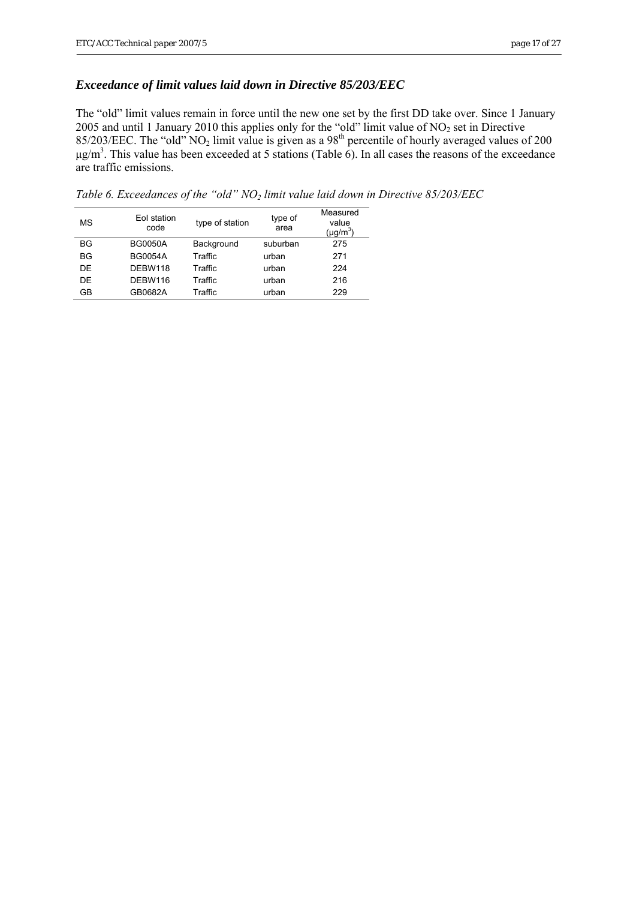### *Exceedance of limit values laid down in Directive 85/203/EEC*

The "old" limit values remain in force until the new one set by the first DD take over. Since 1 January 2005 and until 1 January 2010 this applies only for the "old" limit value of $NO_2$ set in Directive 85/203/EEC. The "old" $NO_2$ limit value is given as a 98$^{th}$ percentile of hourly averaged values of 200 µg/m$^3$. This value has been exceeded at 5 stations (Table 6). In all cases the reasons of the exceedance are traffic emissions.

*Table 6. Exceedances of the "old" $NO_2$ limit value laid down in Directive 85/203/EEC*

| MS | EoI station code | type of station | type of area | Measured value (µg/m$^3$) |
|---|---|---|---|---|
| BG | BG0050A | Background | suburban | 275 |
| BG | BG0054A | Traffic | urban | 271 |
| DE | DEBW118 | Traffic | urban | 224 |
| DE | DEBW116 | Traffic | urban | 216 |
| GB | GB0682A | Traffic | urban | 229 |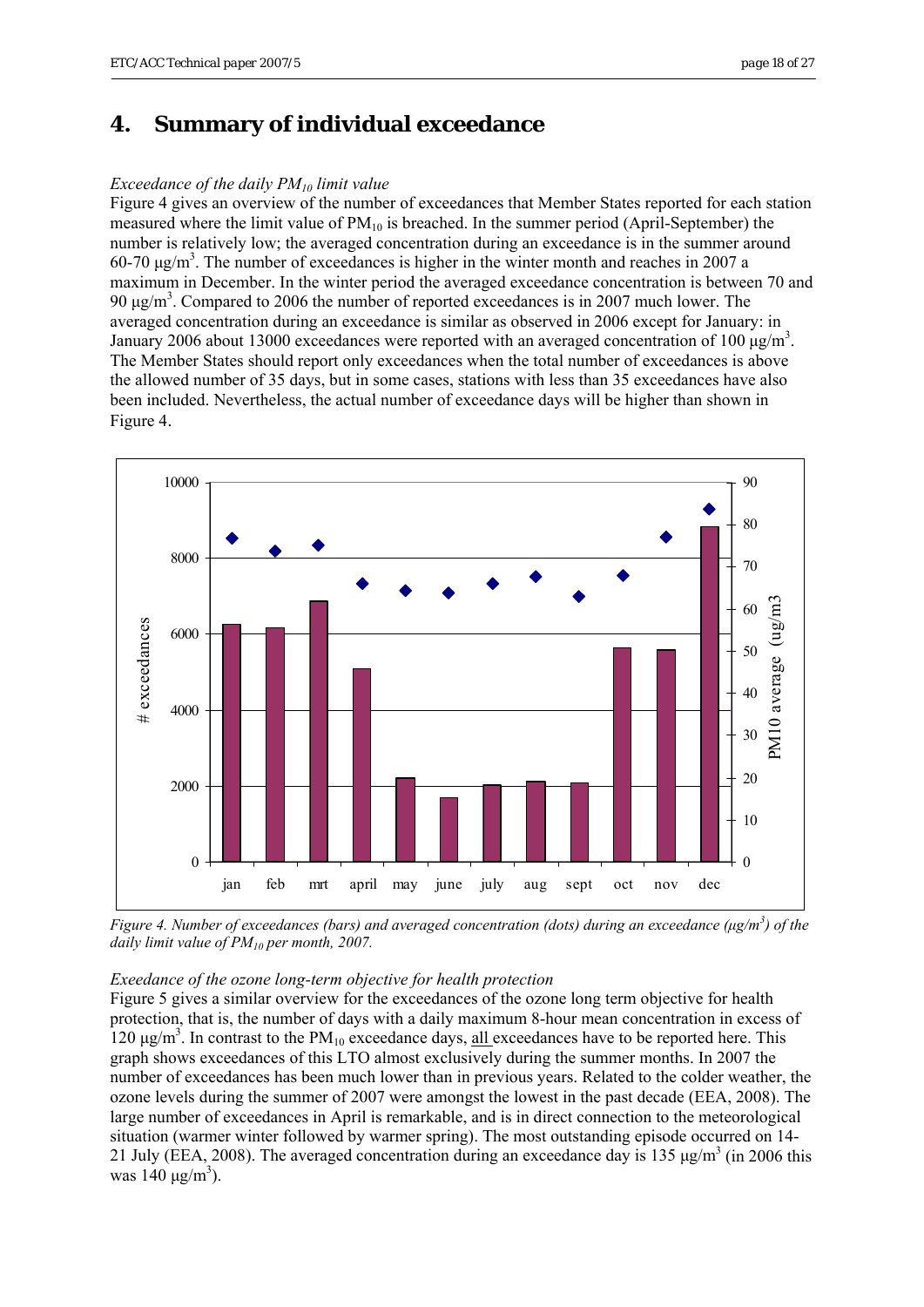# 4. Summary of individual exceedance

*Exceedance of the daily $PM_{10}$ limit value*

Figure 4 gives an overview of the number of exceedances that Member States reported for each station measured where the limit value of $PM_{10}$ is breached. In the summer period (April-September) the number is relatively low; the averaged concentration during an exceedance is in the summer around 60-70 µg/m$^3$. The number of exceedances is higher in the winter month and reaches in 2007 a maximum in December. In the winter period the averaged exceedance concentration is between 70 and 90 µg/m$^3$. Compared to 2006 the number of reported exceedances is in 2007 much lower. The averaged concentration during an exceedance is similar as observed in 2006 except for January: in January 2006 about 13000 exceedances were reported with an averaged concentration of 100 µg/m$^3$. The Member States should report only exceedances when the total number of exceedances is above the allowed number of 35 days, but in some cases, stations with less than 35 exceedances have also been included. Nevertheless, the actual number of exceedance days will be higher than shown in Figure 4.

*Figure 4. Number of exceedances (bars) and averaged concentration (dots) during an exceedance (µg/m$^3$) of the daily limit value of $PM_{10}$ per month, 2007.*

*Exeedance of the ozone long-term objective for health protection*

Figure 5 gives a similar overview for the exceedances of the ozone long term objective for health protection, that is, the number of days with a daily maximum 8-hour mean concentration in excess of 120 µg/m$^3$. In contrast to the $PM_{10}$ exceedance days, all exceedances have to be reported here. This graph shows exceedances of this LTO almost exclusively during the summer months. In 2007 the number of exceedances has been much lower than in previous years. Related to the colder weather, the ozone levels during the summer of 2007 were amongst the lowest in the past decade (EEA, 2008). The large number of exceedances in April is remarkable, and is in direct connection to the meteorological situation (warmer winter followed by warmer spring). The most outstanding episode occurred on 14-21 July (EEA, 2008). The averaged concentration during an exceedance day is 135 µg/m$^3$ (in 2006 this was 140 µg/m$^3$).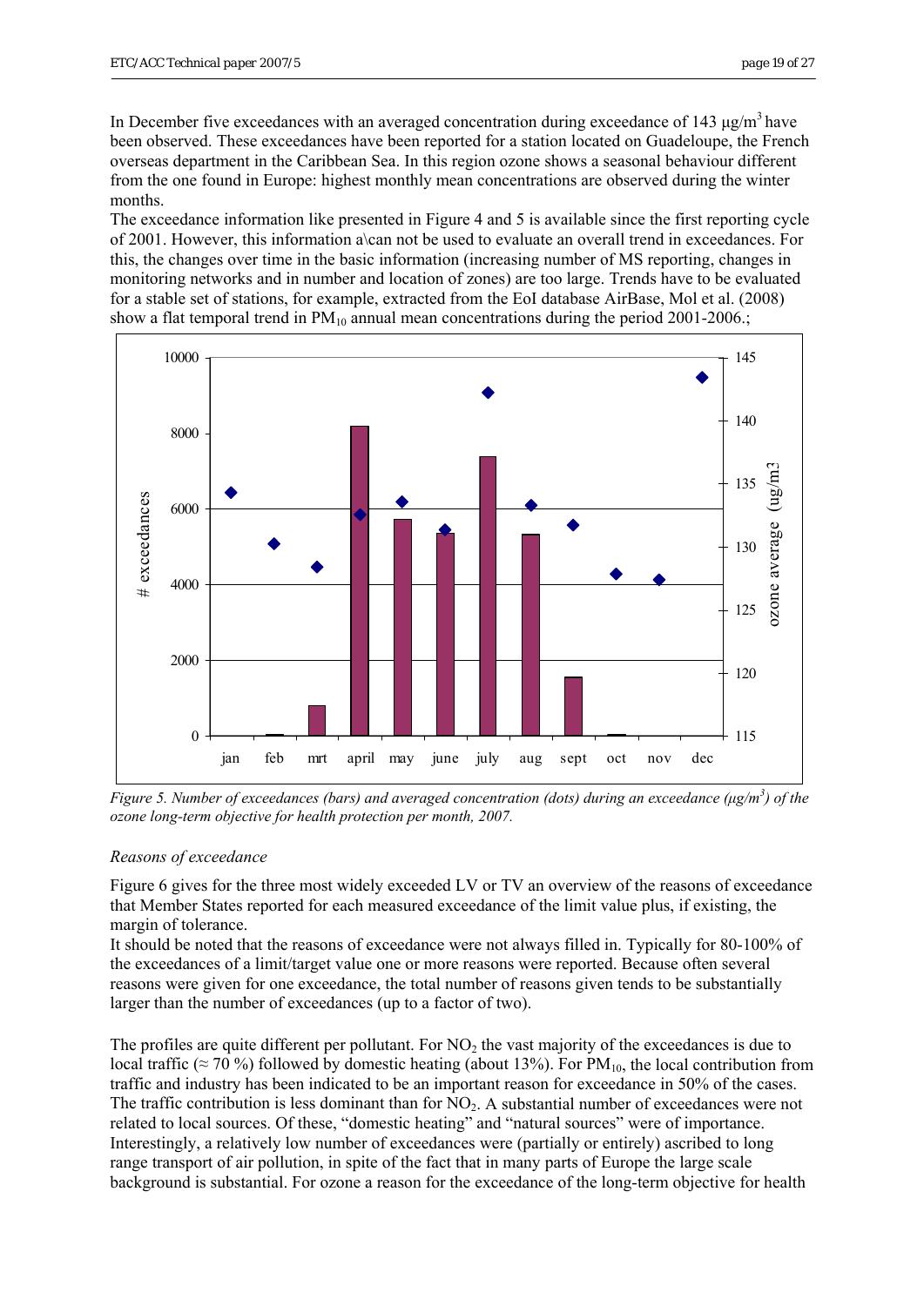In December five exceedances with an averaged concentration during exceedance of 143 µg/m$^3$ have been observed. These exceedances have been reported for a station located on Guadeloupe, the French overseas department in the Caribbean Sea. In this region ozone shows a seasonal behaviour different from the one found in Europe: highest monthly mean concentrations are observed during the winter months.
The exceedance information like presented in Figure 4 and 5 is available since the first reporting cycle of 2001. However, this information a\can not be used to evaluate an overall trend in exceedances. For this, the changes over time in the basic information (increasing number of MS reporting, changes in monitoring networks and in number and location of zones) are too large. Trends have to be evaluated for a stable set of stations, for example, extracted from the EoI database AirBase, Mol et al. (2008) show a flat temporal trend in $PM_{10}$ annual mean concentrations during the period 2001-2006.;

*Figure 5. Number of exceedances (bars) and averaged concentration (dots) during an exceedance (µg/m$^3$) of the ozone long-term objective for health protection per month, 2007.*

*Reasons of exceedance*

Figure 6 gives for the three most widely exceeded LV or TV an overview of the reasons of exceedance that Member States reported for each measured exceedance of the limit value plus, if existing, the margin of tolerance.
It should be noted that the reasons of exceedance were not always filled in. Typically for 80-100% of the exceedances of a limit/target value one or more reasons were reported. Because often several reasons were given for one exceedance, the total number of reasons given tends to be substantially larger than the number of exceedances (up to a factor of two).

The profiles are quite different per pollutant. For $NO_2$ the vast majority of the exceedances is due to local traffic (≈ 70 %) followed by domestic heating (about 13%). For $PM_{10}$, the local contribution from traffic and industry has been indicated to be an important reason for exceedance in 50% of the cases. The traffic contribution is less dominant than for $NO_2$. A substantial number of exceedances were not related to local sources. Of these, "domestic heating" and "natural sources" were of importance. Interestingly, a relatively low number of exceedances were (partially or entirely) ascribed to long range transport of air pollution, in spite of the fact that in many parts of Europe the large scale background is substantial. For ozone a reason for the exceedance of the long-term objective for health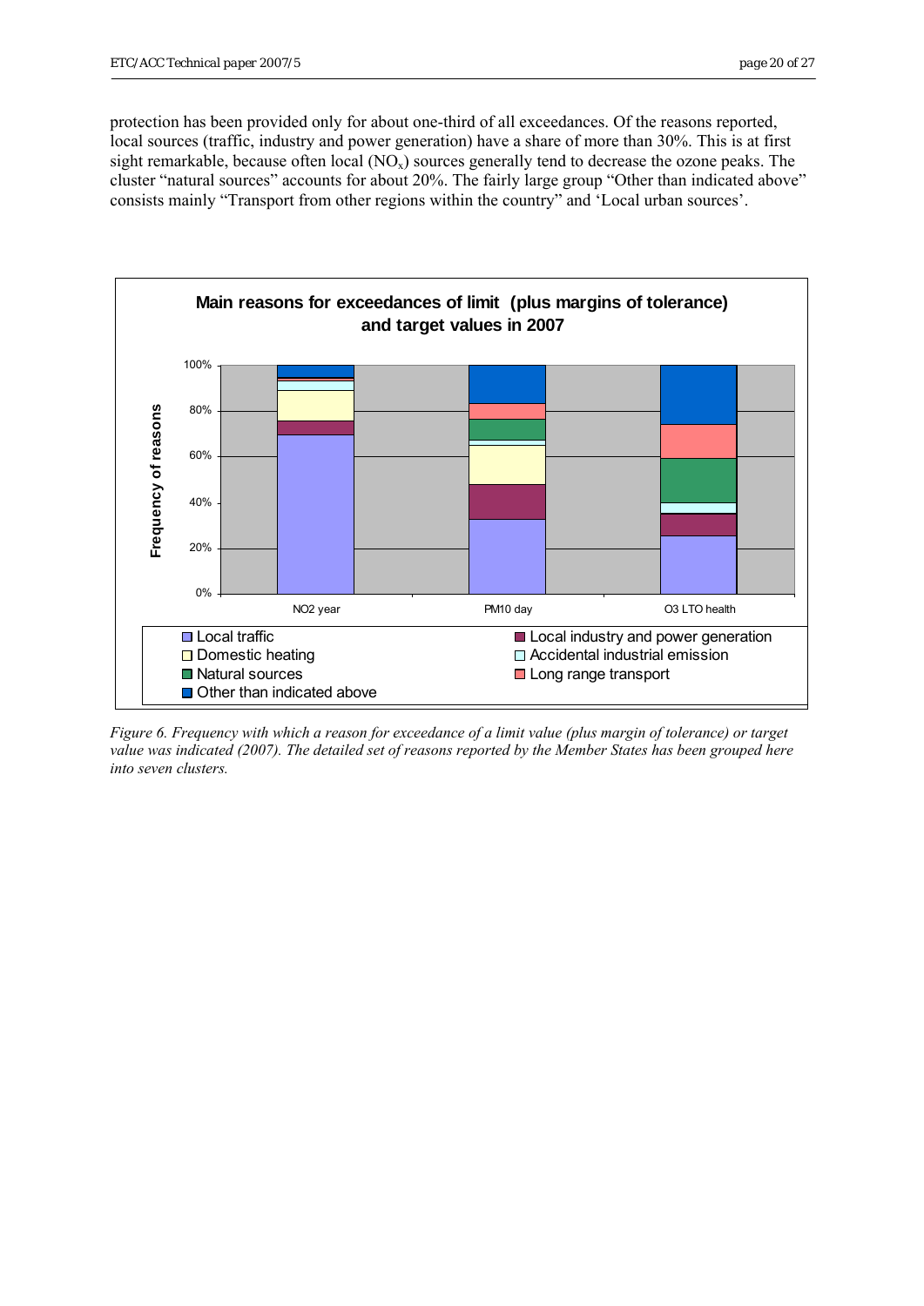protection has been provided only for about one-third of all exceedances. Of the reasons reported, local sources (traffic, industry and power generation) have a share of more than 30%. This is at first sight remarkable, because often local ($NO_x$) sources generally tend to decrease the ozone peaks. The cluster "natural sources" accounts for about 20%. The fairly large group "Other than indicated above" consists mainly "Transport from other regions within the country" and 'Local urban sources'.

**Main reasons for exceedances of limit (plus margins of tolerance) and target values in 2007**

*Figure 6. Frequency with which a reason for exceedance of a limit value (plus margin of tolerance) or target value was indicated (2007). The detailed set of reasons reported by the Member States has been grouped here into seven clusters.*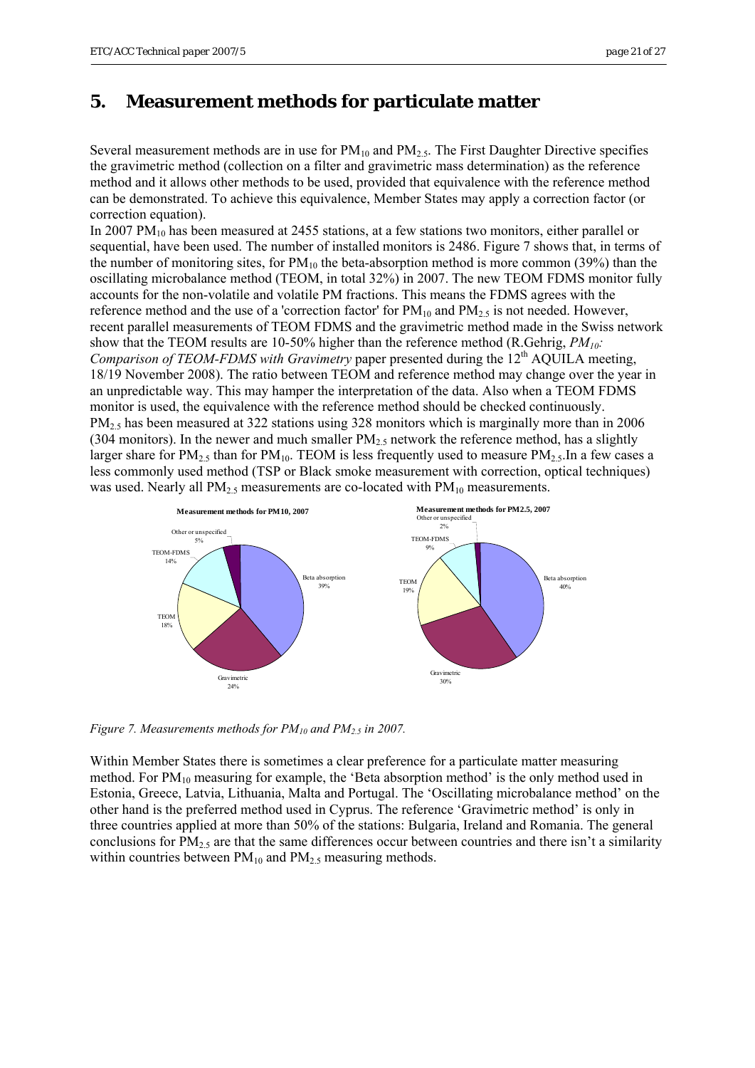## 5. Measurement methods for particulate matter

Several measurement methods are in use for $PM_{10}$ and $PM_{2.5}$. The First Daughter Directive specifies the gravimetric method (collection on a filter and gravimetric mass determination) as the reference method and it allows other methods to be used, provided that equivalence with the reference method can be demonstrated. To achieve this equivalence, Member States may apply a correction factor (or correction equation).

In 2007 $PM_{10}$ has been measured at 2455 stations, at a few stations two monitors, either parallel or sequential, have been used. The number of installed monitors is 2486. Figure 7 shows that, in terms of the number of monitoring sites, for $PM_{10}$ the beta-absorption method is more common (39%) than the oscillating microbalance method (TEOM, in total 32%) in 2007. The new TEOM FDMS monitor fully accounts for the non-volatile and volatile PM fractions. This means the FDMS agrees with the reference method and the use of a 'correction factor' for $PM_{10}$ and $PM_{2.5}$ is not needed. However, recent parallel measurements of TEOM FDMS and the gravimetric method made in the Swiss network show that the TEOM results are 10-50% higher than the reference method (R.Gehrig, *$PM_{10}$: Comparison of TEOM-FDMS with Gravimetry* paper presented during the 12th AQUILA meeting, 18/19 November 2008). The ratio between TEOM and reference method may change over the year in an unpredictable way. This may hamper the interpretation of the data. Also when a TEOM FDMS monitor is used, the equivalence with the reference method should be checked continuously.

$PM_{2.5}$ has been measured at 322 stations using 328 monitors which is marginally more than in 2006 (304 monitors). In the newer and much smaller $PM_{2.5}$ network the reference method, has a slightly larger share for $PM_{2.5}$ than for $PM_{10}$. TEOM is less frequently used to measure $PM_{2.5}$.In a few cases a less commonly used method (TSP or Black smoke measurement with correction, optical techniques) was used. Nearly all $PM_{2.5}$ measurements are co-located with $PM_{10}$ measurements.

**Measurement methods for PM10, 2007**

| Method | Share |
|---|---|
| Beta absorption | 39% |
| Gravimetric | 24% |
| TEOM | 18% |
| TEOM-FDMS | 14% |
| Other or unspecified | 5% |

**Measurement methods for PM2.5, 2007**

| Method | Share |
|---|---|
| Beta absorption | 40% |
| Gravimetric | 30% |
| TEOM | 19% |
| TEOM-FDMS | 9% |
| Other or unspecified | 2% |

*Figure 7. Measurements methods for $PM_{10}$ and $PM_{2.5}$ in 2007.*

Within Member States there is sometimes a clear preference for a particulate matter measuring method. For $PM_{10}$ measuring for example, the 'Beta absorption method' is the only method used in Estonia, Greece, Latvia, Lithuania, Malta and Portugal. The 'Oscillating microbalance method' on the other hand is the preferred method used in Cyprus. The reference 'Gravimetric method' is only in three countries applied at more than 50% of the stations: Bulgaria, Ireland and Romania. The general conclusions for $PM_{2.5}$ are that the same differences occur between countries and there isn't a similarity within countries between $PM_{10}$ and $PM_{2.5}$ measuring methods.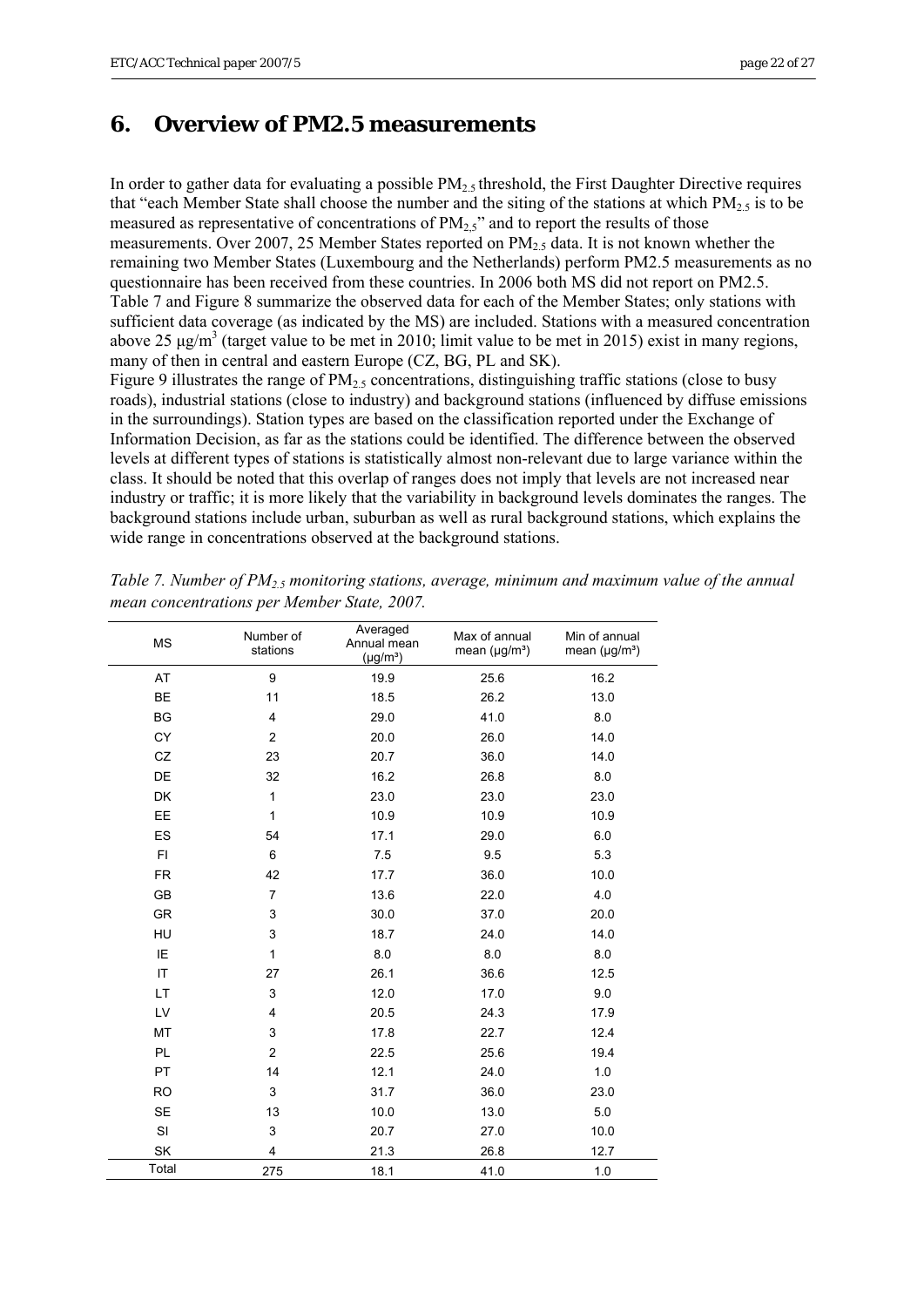## 6. Overview of PM2.5 measurements

In order to gather data for evaluating a possible $PM_{2.5}$ threshold, the First Daughter Directive requires that "each Member State shall choose the number and the siting of the stations at which $PM_{2.5}$ is to be measured as representative of concentrations of $PM_{2.5}$" and to report the results of those measurements. Over 2007, 25 Member States reported on $PM_{2.5}$ data. It is not known whether the remaining two Member States (Luxembourg and the Netherlands) perform PM2.5 measurements as no questionnaire has been received from these countries. In 2006 both MS did not report on PM2.5. Table 7 and Figure 8 summarize the observed data for each of the Member States; only stations with sufficient data coverage (as indicated by the MS) are included. Stations with a measured concentration above 25 µg/m$^3$ (target value to be met in 2010; limit value to be met in 2015) exist in many regions, many of then in central and eastern Europe (CZ, BG, PL and SK).

Figure 9 illustrates the range of $PM_{2.5}$ concentrations, distinguishing traffic stations (close to busy roads), industrial stations (close to industry) and background stations (influenced by diffuse emissions in the surroundings). Station types are based on the classification reported under the Exchange of Information Decision, as far as the stations could be identified. The difference between the observed levels at different types of stations is statistically almost non-relevant due to large variance within the class. It should be noted that this overlap of ranges does not imply that levels are not increased near industry or traffic; it is more likely that the variability in background levels dominates the ranges. The background stations include urban, suburban as well as rural background stations, which explains the wide range in concentrations observed at the background stations.

*Table 7. Number of $PM_{2.5}$ monitoring stations, average, minimum and maximum value of the annual mean concentrations per Member State, 2007.*

| MS | Number of stations | Averaged Annual mean (µg/m³) | Max of annual mean (µg/m³) | Min of annual mean (µg/m³) |
|---|---|---|---|---|
| AT | 9 | 19.9 | 25.6 | 16.2 |
| BE | 11 | 18.5 | 26.2 | 13.0 |
| BG | 4 | 29.0 | 41.0 | 8.0 |
| CY | 2 | 20.0 | 26.0 | 14.0 |
| CZ | 23 | 20.7 | 36.0 | 14.0 |
| DE | 32 | 16.2 | 26.8 | 8.0 |
| DK | 1 | 23.0 | 23.0 | 23.0 |
| EE | 1 | 10.9 | 10.9 | 10.9 |
| ES | 54 | 17.1 | 29.0 | 6.0 |
| FI | 6 | 7.5 | 9.5 | 5.3 |
| FR | 42 | 17.7 | 36.0 | 10.0 |
| GB | 7 | 13.6 | 22.0 | 4.0 |
| GR | 3 | 30.0 | 37.0 | 20.0 |
| HU | 3 | 18.7 | 24.0 | 14.0 |
| IE | 1 | 8.0 | 8.0 | 8.0 |
| IT | 27 | 26.1 | 36.6 | 12.5 |
| LT | 3 | 12.0 | 17.0 | 9.0 |
| LV | 4 | 20.5 | 24.3 | 17.9 |
| MT | 3 | 17.8 | 22.7 | 12.4 |
| PL | 2 | 22.5 | 25.6 | 19.4 |
| PT | 14 | 12.1 | 24.0 | 1.0 |
| RO | 3 | 31.7 | 36.0 | 23.0 |
| SE | 13 | 10.0 | 13.0 | 5.0 |
| SI | 3 | 20.7 | 27.0 | 10.0 |
| SK | 4 | 21.3 | 26.8 | 12.7 |
| Total | 275 | 18.1 | 41.0 | 1.0 |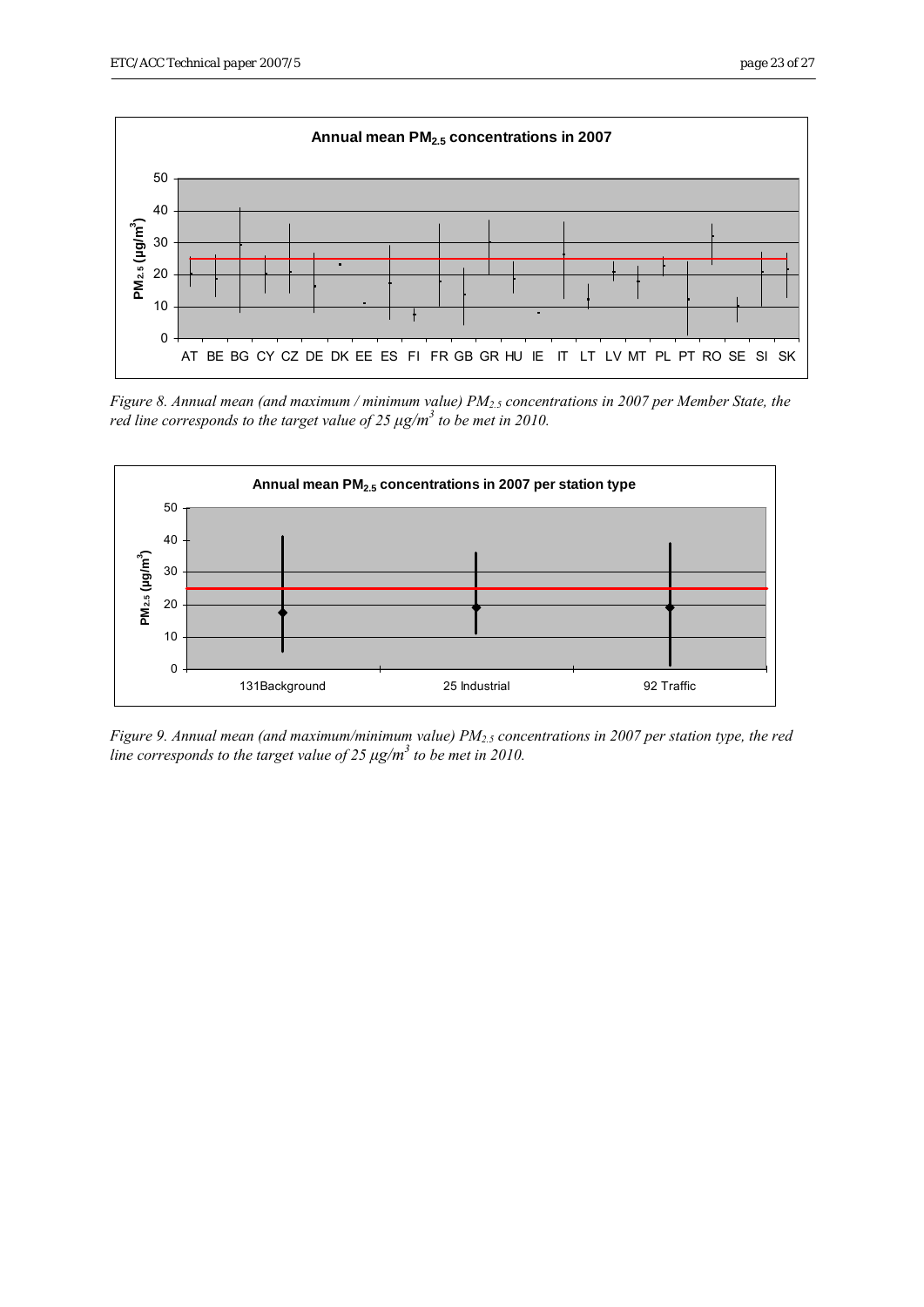Figure 8. Annual mean (and maximum / minimum value) $PM_{2.5}$ concentrations in 2007 per Member State, the red line corresponds to the target value of 25 µg/$m^3$ to be met in 2010.

Figure 9. Annual mean (and maximum/minimum value) $PM_{2.5}$ concentrations in 2007 per station type, the red line corresponds to the target value of 25 µg/$m^3$ to be met in 2010.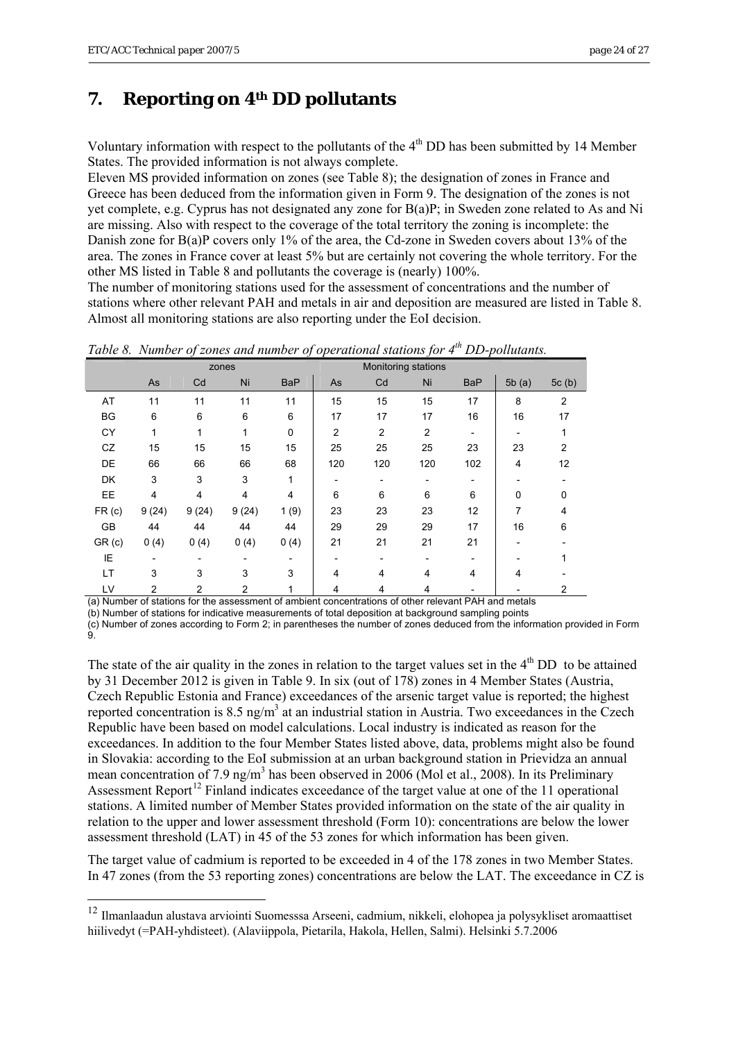# 7. Reporting on 4th DD pollutants

Voluntary information with respect to the pollutants of the 4th DD has been submitted by 14 Member States. The provided information is not always complete.

Eleven MS provided information on zones (see Table 8); the designation of zones in France and Greece has been deduced from the information given in Form 9. The designation of the zones is not yet complete, e.g. Cyprus has not designated any zone for B(a)P; in Sweden zone related to As and Ni are missing. Also with respect to the coverage of the total territory the zoning is incomplete: the Danish zone for B(a)P covers only 1% of the area, the Cd-zone in Sweden covers about 13% of the area. The zones in France cover at least 5% but are certainly not covering the whole territory. For the other MS listed in Table 8 and pollutants the coverage is (nearly) 100%.

The number of monitoring stations used for the assessment of concentrations and the number of stations where other relevant PAH and metals in air and deposition are measured are listed in Table 8. Almost all monitoring stations are also reporting under the EoI decision.

*Table 8. Number of zones and number of operational stations for 4th DD-pollutants.*

| | zones | | | | Monitoring stations | | | | | |
|---|---|---|---|---|---|---|---|---|---|---|
| | As | Cd | Ni | BaP | As | Cd | Ni | BaP | 5b (a) | 5c (b) |
| AT | 11 | 11 | 11 | 11 | 15 | 15 | 15 | 17 | 8 | 2 |
| BG | 6 | 6 | 6 | 6 | 17 | 17 | 17 | 16 | 16 | 17 |
| CY | 1 | 1 | 1 | 0 | 2 | 2 | 2 | - | - | 1 |
| CZ | 15 | 15 | 15 | 15 | 25 | 25 | 25 | 23 | 23 | 2 |
| DE | 66 | 66 | 66 | 68 | 120 | 120 | 120 | 102 | 4 | 12 |
| DK | 3 | 3 | 3 | 1 | - | - | - | - | - | - |
| EE | 4 | 4 | 4 | 4 | 6 | 6 | 6 | 6 | 0 | 0 |
| FR (c) | 9 (24) | 9 (24) | 9 (24) | 1 (9) | 23 | 23 | 23 | 12 | 7 | 4 |
| GB | 44 | 44 | 44 | 44 | 29 | 29 | 29 | 17 | 16 | 6 |
| GR (c) | 0 (4) | 0 (4) | 0 (4) | 0 (4) | 21 | 21 | 21 | 21 | - | - |
| IE | - | - | - | - | - | - | - | - | - | 1 |
| LT | 3 | 3 | 3 | 3 | 4 | 4 | 4 | 4 | 4 | - |
| LV | 2 | 2 | 2 | 1 | 4 | 4 | 4 | - | - | 2 |

(a) Number of stations for the assessment of ambient concentrations of other relevant PAH and metals
(b) Number of stations for indicative measurements of total deposition at background sampling points
(c) Number of zones according to Form 2; in parentheses the number of zones deduced from the information provided in Form 9.

The state of the air quality in the zones in relation to the target values set in the 4th DD to be attained by 31 December 2012 is given in Table 9. In six (out of 178) zones in 4 Member States (Austria, Czech Republic Estonia and France) exceedances of the arsenic target value is reported; the highest reported concentration is 8.5 ng/m$^3$ at an industrial station in Austria. Two exceedances in the Czech Republic have been based on model calculations. Local industry is indicated as reason for the exceedances. In addition to the four Member States listed above, data, problems might also be found in Slovakia: according to the EoI submission at an urban background station in Prievidza an annual mean concentration of 7.9 ng/m$^3$ has been observed in 2006 (Mol et al., 2008). In its Preliminary Assessment Report[12] Finland indicates exceedance of the target value at one of the 11 operational stations. A limited number of Member States provided information on the state of the air quality in relation to the upper and lower assessment threshold (Form 10): concentrations are below the lower assessment threshold (LAT) in 45 of the 53 zones for which information has been given.

The target value of cadmium is reported to be exceeded in 4 of the 178 zones in two Member States. In 47 zones (from the 53 reporting zones) concentrations are below the LAT. The exceedance in CZ is

[12] Ilmanlaadun alustava arviointi Suomesssa Arseeni, cadmium, nikkeli, elohopea ja polysykliset aromaattiset hiilivedyt (=PAH-yhdisteet). (Alaviippola, Pietarila, Hakola, Hellen, Salmi). Helsinki 5.7.2006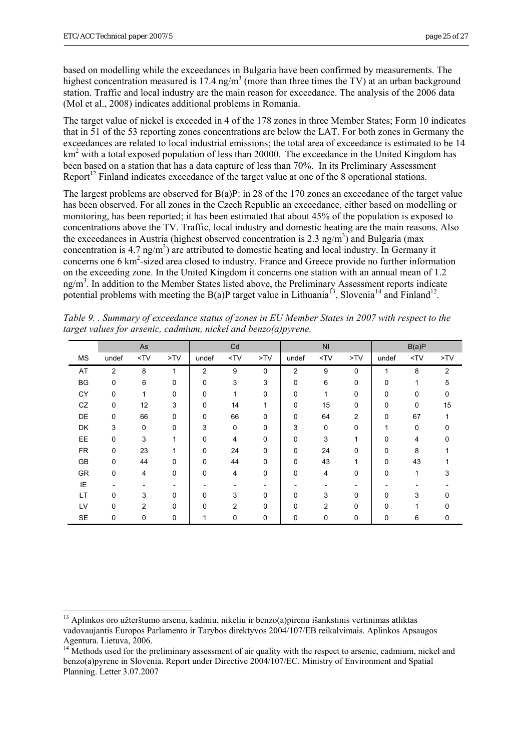based on modelling while the exceedances in Bulgaria have been confirmed by measurements. The highest concentration measured is 17.4 ng/m$^3$ (more than three times the TV) at an urban background station. Traffic and local industry are the main reason for exceedance. The analysis of the 2006 data (Mol et al., 2008) indicates additional problems in Romania.

The target value of nickel is exceeded in 4 of the 178 zones in three Member States; Form 10 indicates that in 51 of the 53 reporting zones concentrations are below the LAT. For both zones in Germany the exceedances are related to local industrial emissions; the total area of exceedance is estimated to be 14 km$^2$ with a total exposed population of less than 20000. The exceedance in the United Kingdom has been based on a station that has a data capture of less than 70%. In its Preliminary Assessment Report[12] Finland indicates exceedance of the target value at one of the 8 operational stations.

The largest problems are observed for B(a)P: in 28 of the 170 zones an exceedance of the target value has been observed. For all zones in the Czech Republic an exceedance, either based on modelling or monitoring, has been reported; it has been estimated that about 45% of the population is exposed to concentrations above the TV. Traffic, local industry and domestic heating are the main reasons. Also the exceedances in Austria (highest observed concentration is 2.3 ng/m$^3$) and Bulgaria (max concentration is 4.7 ng/m$^3$) are attributed to domestic heating and local industry. In Germany it concerns one 6 km$^2$-sized area closed to industry. France and Greece provide no further information on the exceeding zone. In the United Kingdom it concerns one station with an annual mean of 1.2 ng/m$^3$. In addition to the Member States listed above, the Preliminary Assessment reports indicate potential problems with meeting the B(a)P target value in Lithuania[13], Slovenia[14] and Finland[12].

*Table 9. . Summary of exceedance status of zones in EU Member States in 2007 with respect to the target values for arsenic, cadmium, nickel and benzo(a)pyrene.*

| | As | | | Cd | | | NI | | | B(a)P | | |
|---|---|---|---|---|---|---|---|---|---|---|---|---|
| MS | undef | <TV | >TV | undef | <TV | >TV | undef | <TV | >TV | undef | <TV | >TV |
| AT | 2 | 8 | 1 | 2 | 9 | 0 | 2 | 9 | 0 | 1 | 8 | 2 |
| BG | 0 | 6 | 0 | 0 | 3 | 3 | 0 | 6 | 0 | 0 | 1 | 5 |
| CY | 0 | 1 | 0 | 0 | 1 | 0 | 0 | 1 | 0 | 0 | 0 | 0 |
| CZ | 0 | 12 | 3 | 0 | 14 | 1 | 0 | 15 | 0 | 0 | 0 | 15 |
| DE | 0 | 66 | 0 | 0 | 66 | 0 | 0 | 64 | 2 | 0 | 67 | 1 |
| DK | 3 | 0 | 0 | 3 | 0 | 0 | 3 | 0 | 0 | 1 | 0 | 0 |
| EE | 0 | 3 | 1 | 0 | 4 | 0 | 0 | 3 | 1 | 0 | 4 | 0 |
| FR | 0 | 23 | 1 | 0 | 24 | 0 | 0 | 24 | 0 | 0 | 8 | 1 |
| GB | 0 | 44 | 0 | 0 | 44 | 0 | 0 | 43 | 1 | 0 | 43 | 1 |
| GR | 0 | 4 | 0 | 0 | 4 | 0 | 0 | 4 | 0 | 0 | 1 | 3 |
| IE | - | - | - | - | - | - | - | - | - | - | - | - |
| LT | 0 | 3 | 0 | 0 | 3 | 0 | 0 | 3 | 0 | 0 | 3 | 0 |
| LV | 0 | 2 | 0 | 0 | 2 | 0 | 0 | 2 | 0 | 0 | 1 | 0 |
| SE | 0 | 0 | 0 | 1 | 0 | 0 | 0 | 0 | 0 | 0 | 6 | 0 |

[13] Aplinkos oro užterštumo arsenu, kadmiu, nikeliu ir benzo(a)pirenu išankstinis vertinimas atliktas vadovaujantis Europos Parlamento ir Tarybos direktyvos 2004/107/EB reikalvimais. Aplinkos Apsaugos Agentura. Lietuva, 2006.

[14] Methods used for the preliminary assessment of air quality with the respect to arsenic, cadmium, nickel and benzo(a)pyrene in Slovenia. Report under Directive 2004/107/EC. Ministry of Environment and Spatial Planning. Letter 3.07.2007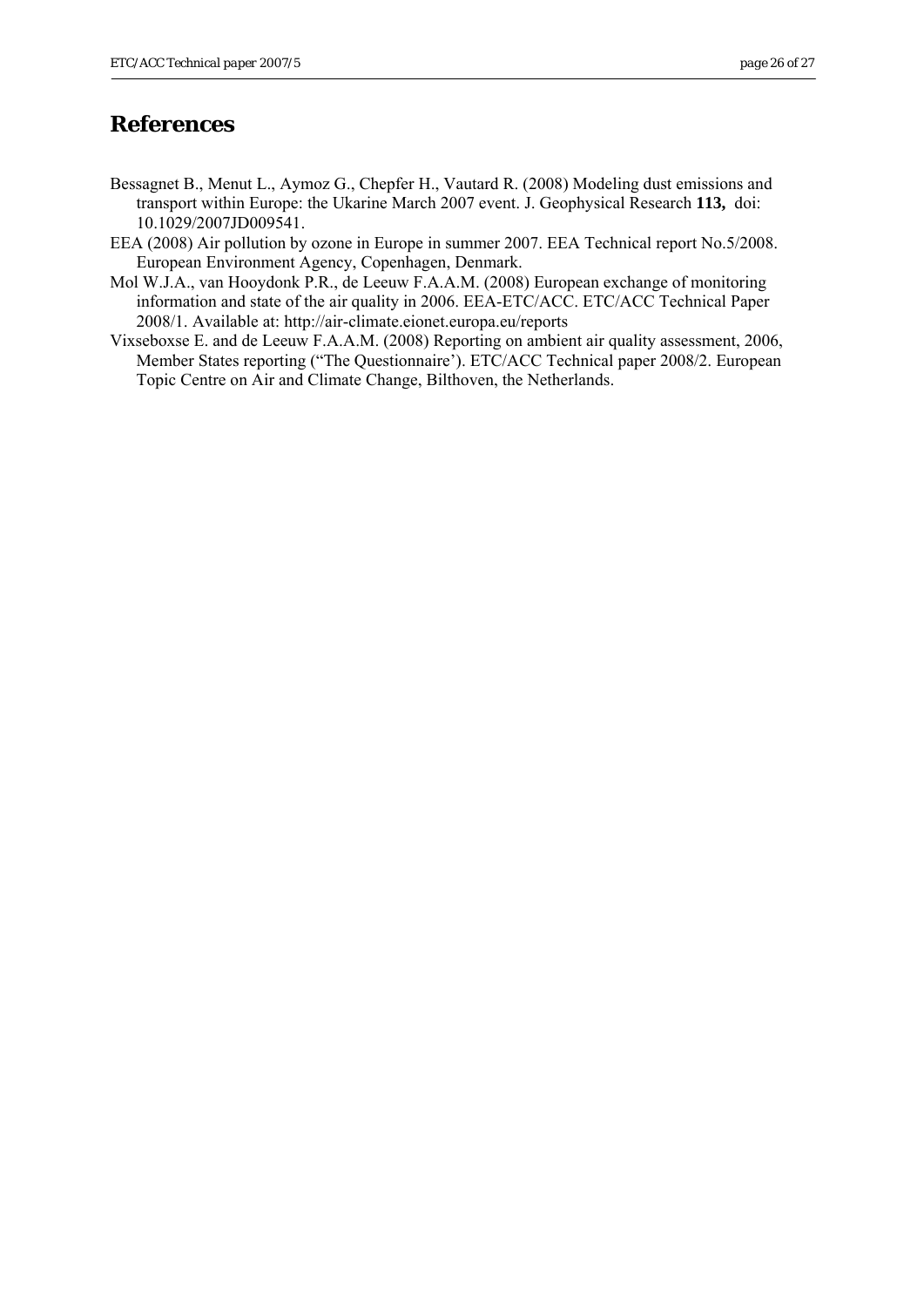# References

Bessagnet B., Menut L., Aymoz G., Chepfer H., Vautard R. (2008) Modeling dust emissions and transport within Europe: the Ukarine March 2007 event. J. Geophysical Research **113,** doi: 10.1029/2007JD009541.

EEA (2008) Air pollution by ozone in Europe in summer 2007. EEA Technical report No.5/2008. European Environment Agency, Copenhagen, Denmark.

Mol W.J.A., van Hooydonk P.R., de Leeuw F.A.A.M. (2008) European exchange of monitoring information and state of the air quality in 2006. EEA-ETC/ACC. ETC/ACC Technical Paper 2008/1. Available at: http://air-climate.eionet.europa.eu/reports

Vixseboxse E. and de Leeuw F.A.A.M. (2008) Reporting on ambient air quality assessment, 2006, Member States reporting ("The Questionnaire'). ETC/ACC Technical paper 2008/2. European Topic Centre on Air and Climate Change, Bilthoven, the Netherlands.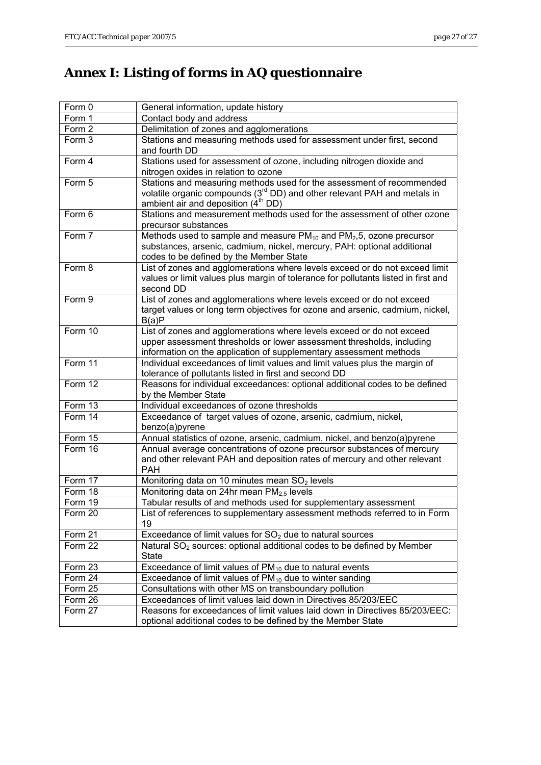# Annex I: Listing of forms in AQ questionnaire

| | |
|---|---|
| Form 0 | General information, update history |
| Form 1 | Contact body and address |
| Form 2 | Delimitation of zones and agglomerations |
| Form 3 | Stations and measuring methods used for assessment under first, second and fourth DD |
| Form 4 | Stations used for assessment of ozone, including nitrogen dioxide and nitrogen oxides in relation to ozone |
| Form 5 | Stations and measuring methods used for the assessment of recommended volatile organic compounds ($3^{rd}$ DD) and other relevant PAH and metals in ambient air and deposition ($4^{th}$ DD) |
| Form 6 | Stations and measurement methods used for the assessment of other ozone precursor substances |
| Form 7 | Methods used to sample and measure $PM_{10}$ and $PM_2$,5, ozone precursor substances, arsenic, cadmium, nickel, mercury, PAH: optional additional codes to be defined by the Member State |
| Form 8 | List of zones and agglomerations where levels exceed or do not exceed limit values or limit values plus margin of tolerance for pollutants listed in first and second DD |
| Form 9 | List of zones and agglomerations where levels exceed or do not exceed target values or long term objectives for ozone and arsenic, cadmium, nickel, B(a)P |
| Form 10 | List of zones and agglomerations where levels exceed or do not exceed upper assessment thresholds or lower assessment thresholds, including information on the application of supplementary assessment methods |
| Form 11 | Individual exceedances of limit values and limit values plus the margin of tolerance of pollutants listed in first and second DD |
| Form 12 | Reasons for individual exceedances: optional additional codes to be defined by the Member State |
| Form 13 | Individual exceedances of ozone thresholds |
| Form 14 | Exceedance of target values of ozone, arsenic, cadmium, nickel, benzo(a)pyrene |
| Form 15 | Annual statistics of ozone, arsenic, cadmium, nickel, and benzo(a)pyrene |
| Form 16 | Annual average concentrations of ozone precursor substances of mercury and other relevant PAH and deposition rates of mercury and other relevant PAH |
| Form 17 | Monitoring data on 10 minutes mean $SO_2$ levels |
| Form 18 | Monitoring data on 24hr mean $PM_{2.5}$ levels |
| Form 19 | Tabular results of and methods used for supplementary assessment |
| Form 20 | List of references to supplementary assessment methods referred to in Form 19 |
| Form 21 | Exceedance of limit values for $SO_2$ due to natural sources |
| Form 22 | Natural $SO_2$ sources: optional additional codes to be defined by Member State |
| Form 23 | Exceedance of limit values of $PM_{10}$ due to natural events |
| Form 24 | Exceedance of limit values of $PM_{10}$ due to winter sanding |
| Form 25 | Consultations with other MS on transboundary pollution |
| Form 26 | Exceedances of limit values laid down in Directives 85/203/EEC |
| Form 27 | Reasons for exceedances of limit values laid down in Directives 85/203/EEC: optional additional codes to be defined by the Member State |